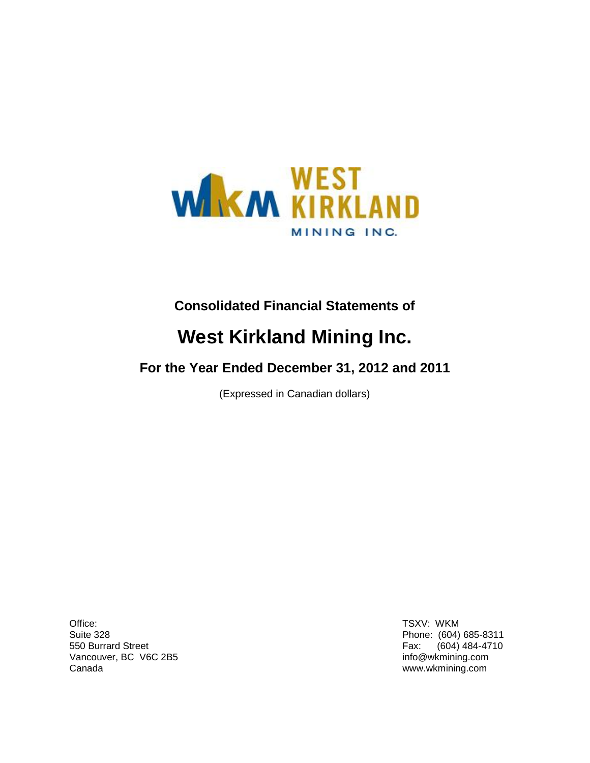WKM WEST KIRKLAND MINING INC.

## Consolidated Financial Statements of

# West Kirkland Mining Inc.

## For the Year Ended December 31, 2012 and 2011

(Expressed in Canadian dollars)

Office:
Suite 328
550 Burrard Street
Vancouver, BC V6C 2B5
Canada

TSXV: WKM
Phone: (604) 685-8311
Fax: (604) 484-4710
info@wkmining.com
www.wkmining.com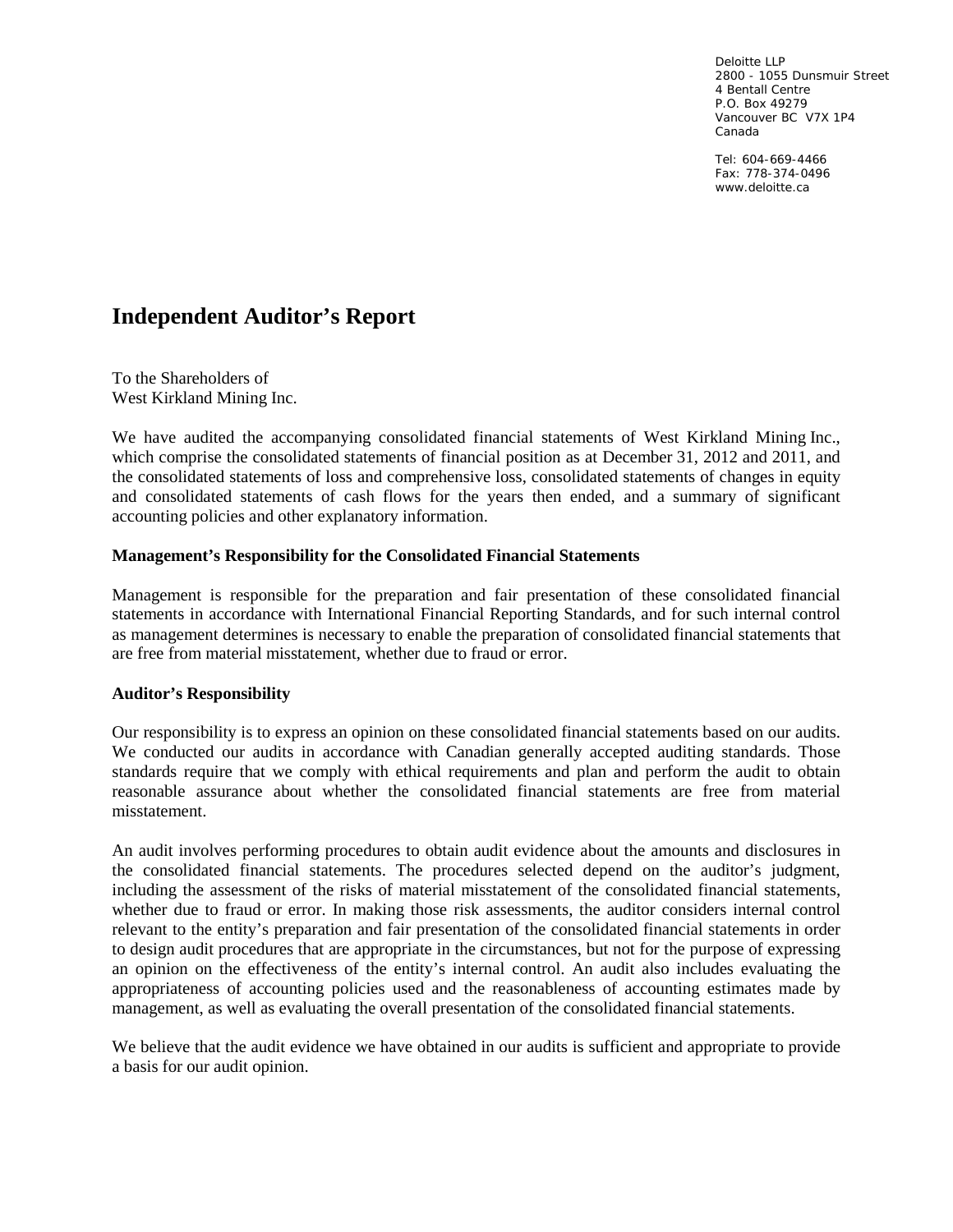Deloitte LLP
2800 - 1055 Dunsmuir Street
4 Bentall Centre
P.O. Box 49279
Vancouver BC V7X 1P4
Canada

Tel: 604-669-4466
Fax: 778-374-0496
www.deloitte.ca

# Independent Auditor's Report

To the Shareholders of
West Kirkland Mining Inc.

We have audited the accompanying consolidated financial statements of West Kirkland Mining Inc., which comprise the consolidated statements of financial position as at December 31, 2012 and 2011, and the consolidated statements of loss and comprehensive loss, consolidated statements of changes in equity and consolidated statements of cash flows for the years then ended, and a summary of significant accounting policies and other explanatory information.

**Management's Responsibility for the Consolidated Financial Statements**

Management is responsible for the preparation and fair presentation of these consolidated financial statements in accordance with International Financial Reporting Standards, and for such internal control as management determines is necessary to enable the preparation of consolidated financial statements that are free from material misstatement, whether due to fraud or error.

**Auditor's Responsibility**

Our responsibility is to express an opinion on these consolidated financial statements based on our audits. We conducted our audits in accordance with Canadian generally accepted auditing standards. Those standards require that we comply with ethical requirements and plan and perform the audit to obtain reasonable assurance about whether the consolidated financial statements are free from material misstatement.

An audit involves performing procedures to obtain audit evidence about the amounts and disclosures in the consolidated financial statements. The procedures selected depend on the auditor's judgment, including the assessment of the risks of material misstatement of the consolidated financial statements, whether due to fraud or error. In making those risk assessments, the auditor considers internal control relevant to the entity's preparation and fair presentation of the consolidated financial statements in order to design audit procedures that are appropriate in the circumstances, but not for the purpose of expressing an opinion on the effectiveness of the entity's internal control. An audit also includes evaluating the appropriateness of accounting policies used and the reasonableness of accounting estimates made by management, as well as evaluating the overall presentation of the consolidated financial statements.

We believe that the audit evidence we have obtained in our audits is sufficient and appropriate to provide a basis for our audit opinion.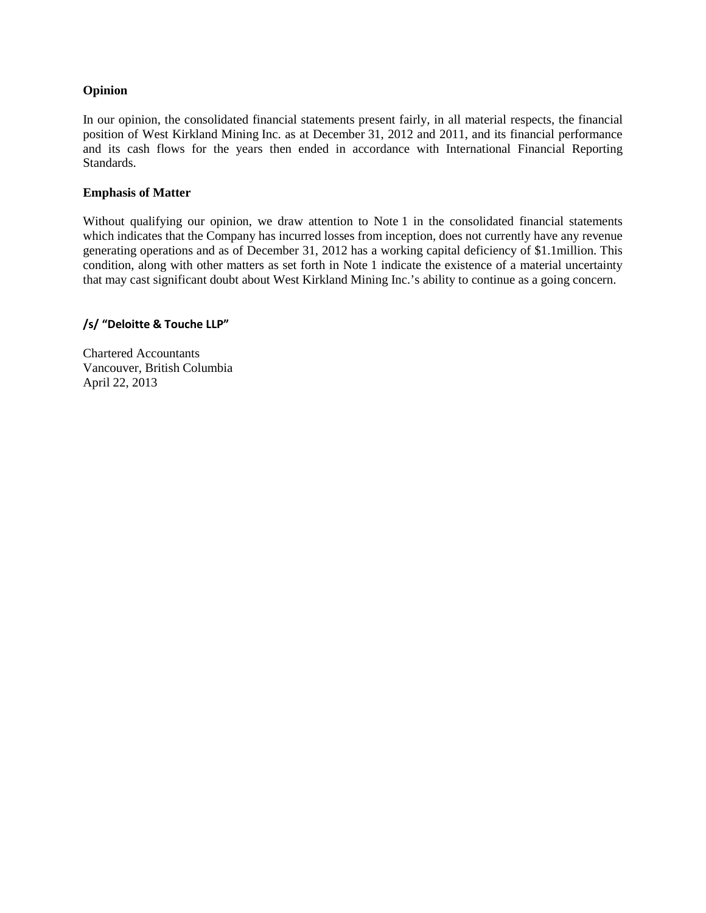**Opinion**

In our opinion, the consolidated financial statements present fairly, in all material respects, the financial position of West Kirkland Mining Inc. as at December 31, 2012 and 2011, and its financial performance and its cash flows for the years then ended in accordance with International Financial Reporting Standards.

**Emphasis of Matter**

Without qualifying our opinion, we draw attention to Note 1 in the consolidated financial statements which indicates that the Company has incurred losses from inception, does not currently have any revenue generating operations and as of December 31, 2012 has a working capital deficiency of $1.1million. This condition, along with other matters as set forth in Note 1 indicate the existence of a material uncertainty that may cast significant doubt about West Kirkland Mining Inc.'s ability to continue as a going concern.

**/s/ "Deloitte & Touche LLP"**

Chartered Accountants
Vancouver, British Columbia
April 22, 2013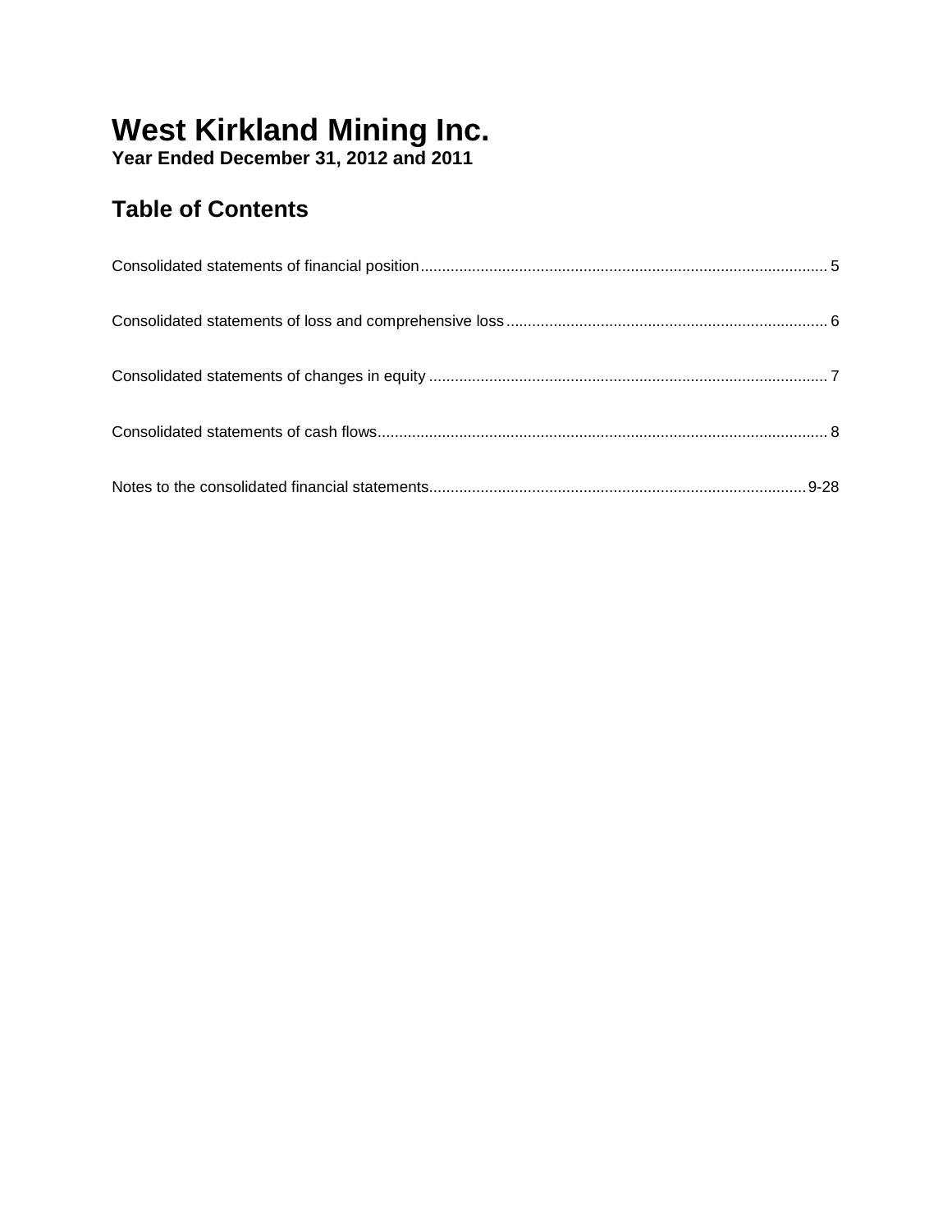# West Kirkland Mining Inc.

**Year Ended December 31, 2012 and 2011**

## Table of Contents

| | |
|---|---|
| Consolidated statements of financial position | 5 |
| Consolidated statements of loss and comprehensive loss | 6 |
| Consolidated statements of changes in equity | 7 |
| Consolidated statements of cash flows | 8 |
| Notes to the consolidated financial statements | 9-28 |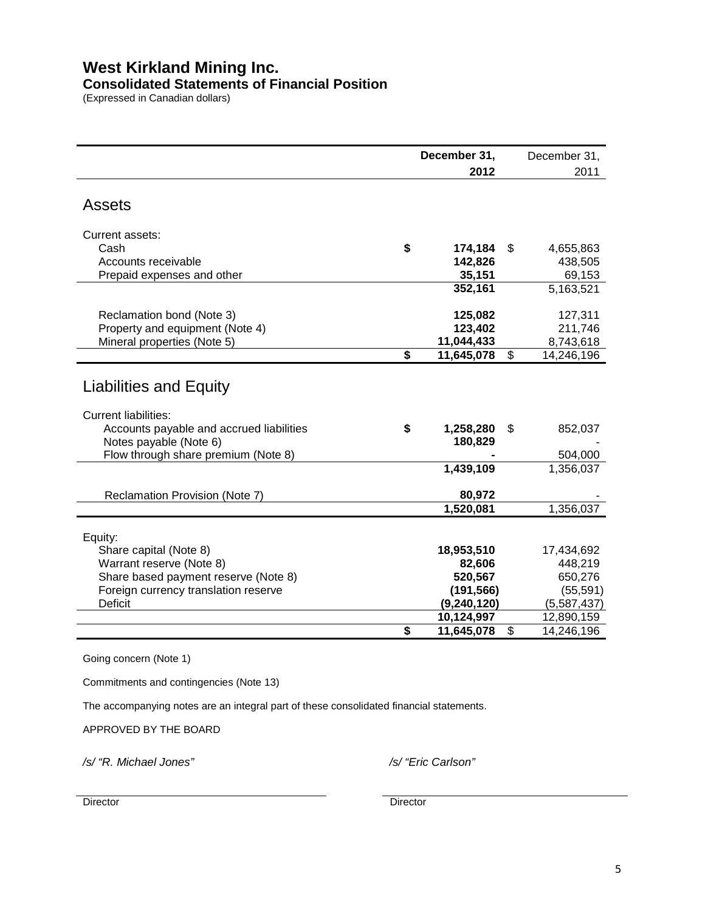# West Kirkland Mining Inc.

## Consolidated Statements of Financial Position

(Expressed in Canadian dollars)

| | December 31, 2012 | December 31, 2011 |
|---|---|---|
| **Assets** | | |
| Current assets: | | |
| Cash | $ 174,184 | $ 4,655,863 |
| Accounts receivable | 142,826 | 438,505 |
| Prepaid expenses and other | 35,151 | 69,153 |
| | 352,161 | 5,163,521 |
| Reclamation bond (Note 3) | 125,082 | 127,311 |
| Property and equipment (Note 4) | 123,402 | 211,746 |
| Mineral properties (Note 5) | 11,044,433 | 8,743,618 |
| | $ 11,645,078 | $ 14,246,196 |
| **Liabilities and Equity** | | |
| Current liabilities: | | |
| Accounts payable and accrued liabilities | $ 1,258,280 | $ 852,037 |
| Notes payable (Note 6) | 180,829 | - |
| Flow through share premium (Note 8) | - | 504,000 |
| | 1,439,109 | 1,356,037 |
| Reclamation Provision (Note 7) | 80,972 | - |
| | 1,520,081 | 1,356,037 |
| Equity: | | |
| Share capital (Note 8) | 18,953,510 | 17,434,692 |
| Warrant reserve (Note 8) | 82,606 | 448,219 |
| Share based payment reserve (Note 8) | 520,567 | 650,276 |
| Foreign currency translation reserve | (191,566) | (55,591) |
| Deficit | (9,240,120) | (5,587,437) |
| | 10,124,997 | 12,890,159 |
| | $ 11,645,078 | $ 14,246,196 |

Going concern (Note 1)

Commitments and contingencies (Note 13)

The accompanying notes are an integral part of these consolidated financial statements.

APPROVED BY THE BOARD

*/s/ "R. Michael Jones"* — Director

*/s/ "Eric Carlson"* — Director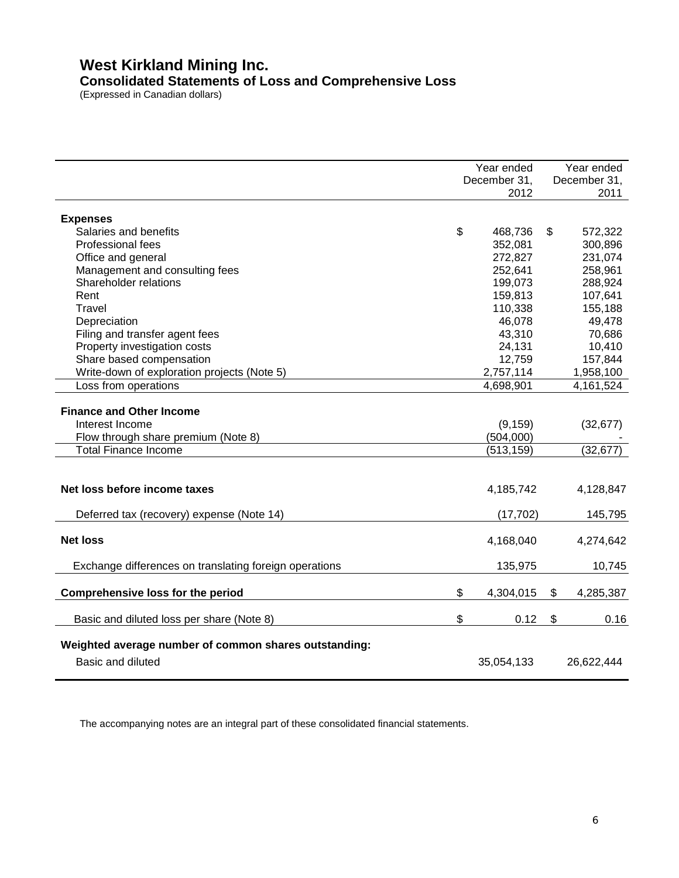# West Kirkland Mining Inc.

## Consolidated Statements of Loss and Comprehensive Loss

(Expressed in Canadian dollars)

| | Year ended December 31, 2012 | Year ended December 31, 2011 |
|---|---|---|
| **Expenses** | | |
| Salaries and benefits | $ 468,736 | $ 572,322 |
| Professional fees | 352,081 | 300,896 |
| Office and general | 272,827 | 231,074 |
| Management and consulting fees | 252,641 | 258,961 |
| Shareholder relations | 199,073 | 288,924 |
| Rent | 159,813 | 107,641 |
| Travel | 110,338 | 155,188 |
| Depreciation | 46,078 | 49,478 |
| Filing and transfer agent fees | 43,310 | 70,686 |
| Property investigation costs | 24,131 | 10,410 |
| Share based compensation | 12,759 | 157,844 |
| Write-down of exploration projects (Note 5) | 2,757,114 | 1,958,100 |
| Loss from operations | 4,698,901 | 4,161,524 |
| **Finance and Other Income** | | |
| Interest Income | (9,159) | (32,677) |
| Flow through share premium (Note 8) | (504,000) | - |
| Total Finance Income | (513,159) | (32,677) |
| **Net loss before income taxes** | 4,185,742 | 4,128,847 |
| Deferred tax (recovery) expense (Note 14) | (17,702) | 145,795 |
| **Net loss** | 4,168,040 | 4,274,642 |
| Exchange differences on translating foreign operations | 135,975 | 10,745 |
| **Comprehensive loss for the period** | $ 4,304,015 | $ 4,285,387 |
| Basic and diluted loss per share (Note 8) | $ 0.12 | $ 0.16 |
| **Weighted average number of common shares outstanding:** | | |
| Basic and diluted | 35,054,133 | 26,622,444 |

The accompanying notes are an integral part of these consolidated financial statements.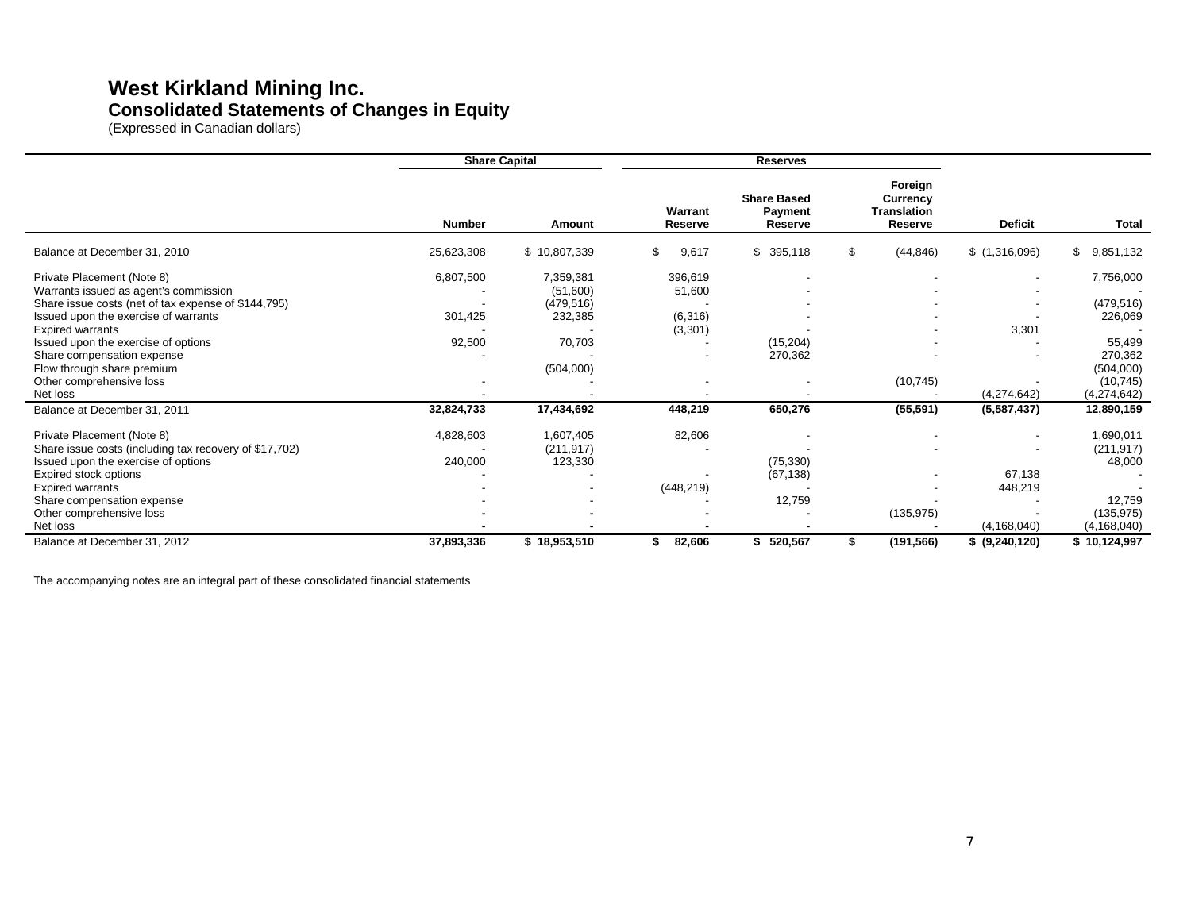# West Kirkland Mining Inc.

## Consolidated Statements of Changes in Equity

(Expressed in Canadian dollars)

| | Share Capital | | Reserves | | | | |
|---|---|---|---|---|---|---|---|
| | Number | Amount | Warrant Reserve | Share Based Payment Reserve | Foreign Currency Translation Reserve | Deficit | Total |
| Balance at December 31, 2010 | 25,623,308 | $ 10,807,339 | $ 9,617 | $ 395,118 | $ (44,846) | $ (1,316,096) | $ 9,851,132 |
| Private Placement (Note 8) | 6,807,500 | 7,359,381 | 396,619 | - | - | - | 7,756,000 |
| Warrants issued as agent's commission | - | (51,600) | 51,600 | - | - | - | - |
| Share issue costs (net of tax expense of $144,795) | - | (479,516) | - | - | - | - | (479,516) |
| Issued upon the exercise of warrants | 301,425 | 232,385 | (6,316) | - | - | - | 226,069 |
| Expired warrants | - | - | (3,301) | - | - | 3,301 | - |
| Issued upon the exercise of options | 92,500 | 70,703 | - | (15,204) | - | - | 55,499 |
| Share compensation expense | - | - | - | 270,362 | - | - | 270,362 |
| Flow through share premium | | (504,000) | | | | | (504,000) |
| Other comprehensive loss | - | - | - | - | (10,745) | - | (10,745) |
| Net loss | - | - | - | - | - | (4,274,642) | (4,274,642) |
| **Balance at December 31, 2011** | **32,824,733** | **17,434,692** | **448,219** | **650,276** | **(55,591)** | **(5,587,437)** | **12,890,159** |
| Private Placement (Note 8) | 4,828,603 | 1,607,405 | 82,606 | - | - | - | 1,690,011 |
| Share issue costs (including tax recovery of $17,702) | - | (211,917) | - | - | - | - | (211,917) |
| Issued upon the exercise of options | 240,000 | 123,330 | | (75,330) | | | 48,000 |
| Expired stock options | - | - | - | (67,138) | - | 67,138 | - |
| Expired warrants | - | - | (448,219) | - | - | 448,219 | - |
| Share compensation expense | - | - | - | 12,759 | - | - | 12,759 |
| Other comprehensive loss | - | - | - | - | (135,975) | - | (135,975) |
| Net loss | - | - | - | - | - | (4,168,040) | (4,168,040) |
| **Balance at December 31, 2012** | **37,893,336** | **$ 18,953,510** | **$ 82,606** | **$ 520,567** | **$ (191,566)** | **$ (9,240,120)** | **$ 10,124,997** |

The accompanying notes are an integral part of these consolidated financial statements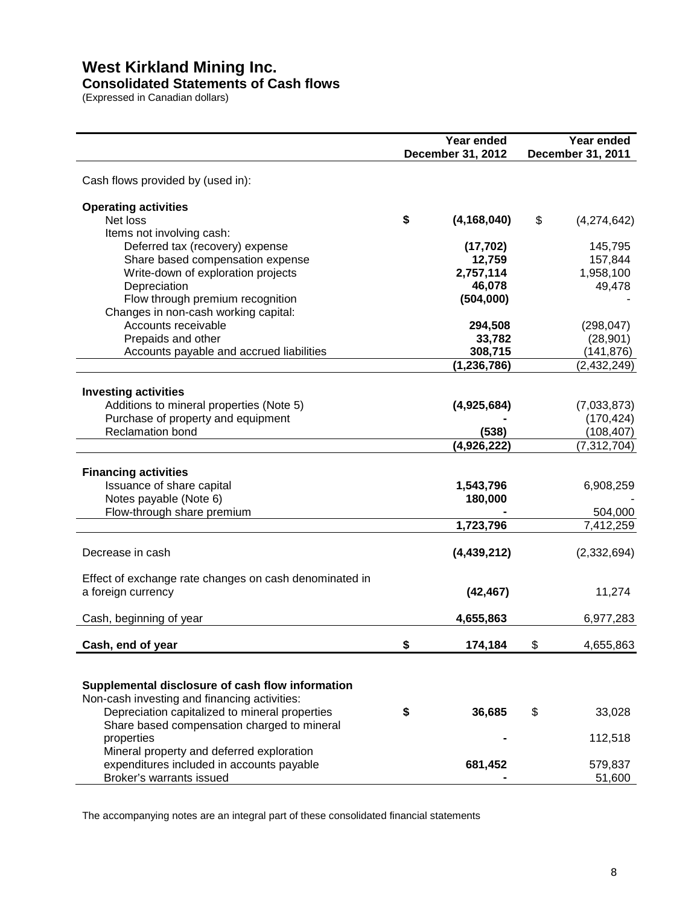# West Kirkland Mining Inc.
## Consolidated Statements of Cash flows
(Expressed in Canadian dollars)

| | Year ended December 31, 2012 | Year ended December 31, 2011 |
|---|---|---|
| Cash flows provided by (used in): | | |
| **Operating activities** | | |
| Net loss | **$ (4,168,040)** | $ (4,274,642) |
| Items not involving cash: | | |
| Deferred tax (recovery) expense | **(17,702)** | 145,795 |
| Share based compensation expense | **12,759** | 157,844 |
| Write-down of exploration projects | **2,757,114** | 1,958,100 |
| Depreciation | **46,078** | 49,478 |
| Flow through premium recognition | **(504,000)** | - |
| Changes in non-cash working capital: | | |
| Accounts receivable | **294,508** | (298,047) |
| Prepaids and other | **33,782** | (28,901) |
| Accounts payable and accrued liabilities | **308,715** | (141,876) |
| | **(1,236,786)** | (2,432,249) |
| **Investing activities** | | |
| Additions to mineral properties (Note 5) | **(4,925,684)** | (7,033,873) |
| Purchase of property and equipment | **-** | (170,424) |
| Reclamation bond | **(538)** | (108,407) |
| | **(4,926,222)** | (7,312,704) |
| **Financing activities** | | |
| Issuance of share capital | **1,543,796** | 6,908,259 |
| Notes payable (Note 6) | **180,000** | - |
| Flow-through share premium | **-** | 504,000 |
| | **1,723,796** | 7,412,259 |
| Decrease in cash | **(4,439,212)** | (2,332,694) |
| Effect of exchange rate changes on cash denominated in a foreign currency | **(42,467)** | 11,274 |
| Cash, beginning of year | **4,655,863** | 6,977,283 |
| **Cash, end of year** | **$ 174,184** | $ 4,655,863 |

| | | |
|---|---|---|
| **Supplemental disclosure of cash flow information** | | |
| Non-cash investing and financing activities: | | |
| Depreciation capitalized to mineral properties | **$ 36,685** | $ 33,028 |
| Share based compensation charged to mineral properties | **-** | 112,518 |
| Mineral property and deferred exploration expenditures included in accounts payable | **681,452** | 579,837 |
| Broker's warrants issued | **-** | 51,600 |

The accompanying notes are an integral part of these consolidated financial statements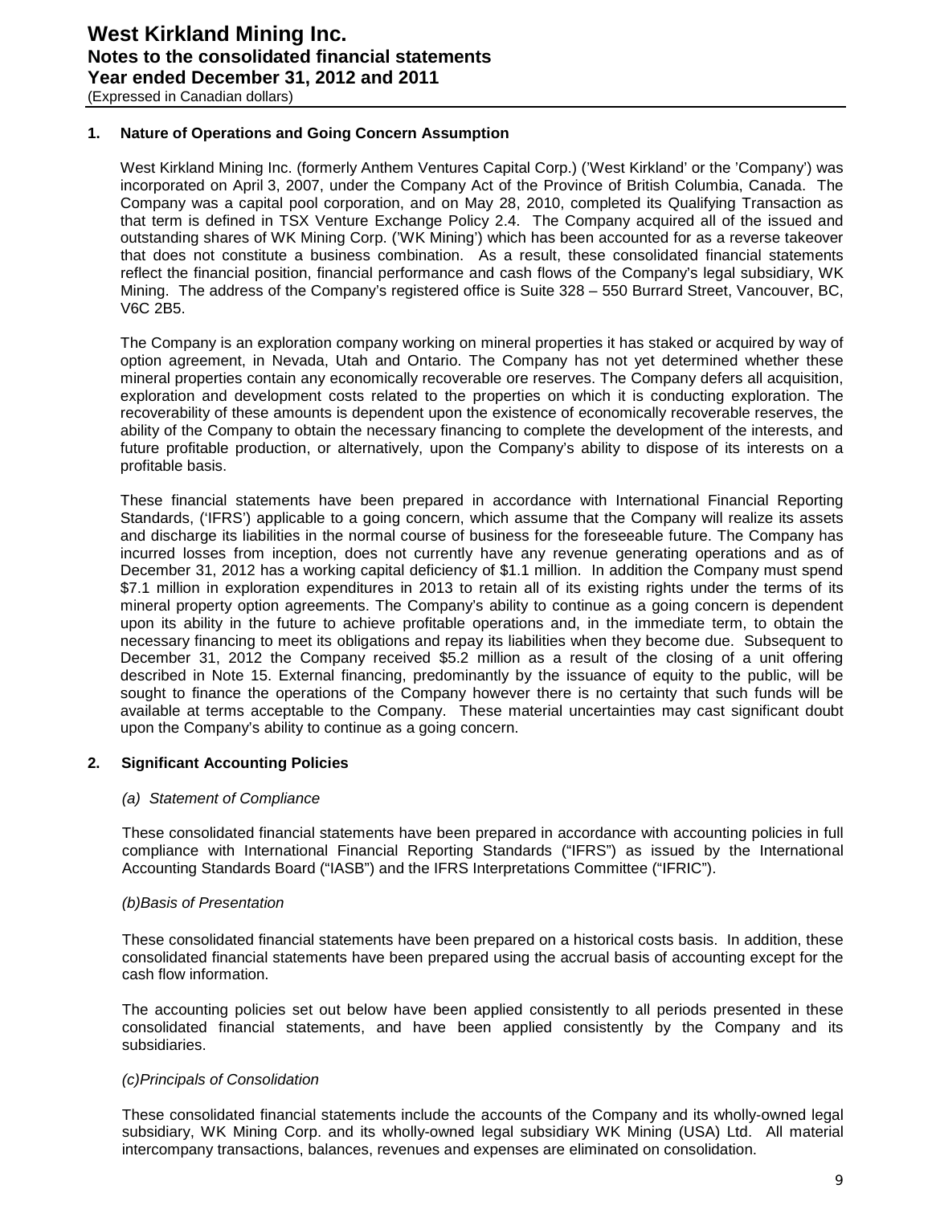## 1. Nature of Operations and Going Concern Assumption

West Kirkland Mining Inc. (formerly Anthem Ventures Capital Corp.) ('West Kirkland' or the 'Company') was incorporated on April 3, 2007, under the Company Act of the Province of British Columbia, Canada. The Company was a capital pool corporation, and on May 28, 2010, completed its Qualifying Transaction as that term is defined in TSX Venture Exchange Policy 2.4. The Company acquired all of the issued and outstanding shares of WK Mining Corp. ('WK Mining') which has been accounted for as a reverse takeover that does not constitute a business combination. As a result, these consolidated financial statements reflect the financial position, financial performance and cash flows of the Company's legal subsidiary, WK Mining. The address of the Company's registered office is Suite 328 – 550 Burrard Street, Vancouver, BC, V6C 2B5.

The Company is an exploration company working on mineral properties it has staked or acquired by way of option agreement, in Nevada, Utah and Ontario. The Company has not yet determined whether these mineral properties contain any economically recoverable ore reserves. The Company defers all acquisition, exploration and development costs related to the properties on which it is conducting exploration. The recoverability of these amounts is dependent upon the existence of economically recoverable reserves, the ability of the Company to obtain the necessary financing to complete the development of the interests, and future profitable production, or alternatively, upon the Company's ability to dispose of its interests on a profitable basis.

These financial statements have been prepared in accordance with International Financial Reporting Standards, ('IFRS') applicable to a going concern, which assume that the Company will realize its assets and discharge its liabilities in the normal course of business for the foreseeable future. The Company has incurred losses from inception, does not currently have any revenue generating operations and as of December 31, 2012 has a working capital deficiency of $1.1 million. In addition the Company must spend $7.1 million in exploration expenditures in 2013 to retain all of its existing rights under the terms of its mineral property option agreements. The Company's ability to continue as a going concern is dependent upon its ability in the future to achieve profitable operations and, in the immediate term, to obtain the necessary financing to meet its obligations and repay its liabilities when they become due. Subsequent to December 31, 2012 the Company received $5.2 million as a result of the closing of a unit offering described in Note 15. External financing, predominantly by the issuance of equity to the public, will be sought to finance the operations of the Company however there is no certainty that such funds will be available at terms acceptable to the Company. These material uncertainties may cast significant doubt upon the Company's ability to continue as a going concern.

## 2. Significant Accounting Policies

*(a) Statement of Compliance*

These consolidated financial statements have been prepared in accordance with accounting policies in full compliance with International Financial Reporting Standards ("IFRS") as issued by the International Accounting Standards Board ("IASB") and the IFRS Interpretations Committee ("IFRIC").

*(b)Basis of Presentation*

These consolidated financial statements have been prepared on a historical costs basis. In addition, these consolidated financial statements have been prepared using the accrual basis of accounting except for the cash flow information.

The accounting policies set out below have been applied consistently to all periods presented in these consolidated financial statements, and have been applied consistently by the Company and its subsidiaries.

*(c)Principals of Consolidation*

These consolidated financial statements include the accounts of the Company and its wholly-owned legal subsidiary, WK Mining Corp. and its wholly-owned legal subsidiary WK Mining (USA) Ltd. All material intercompany transactions, balances, revenues and expenses are eliminated on consolidation.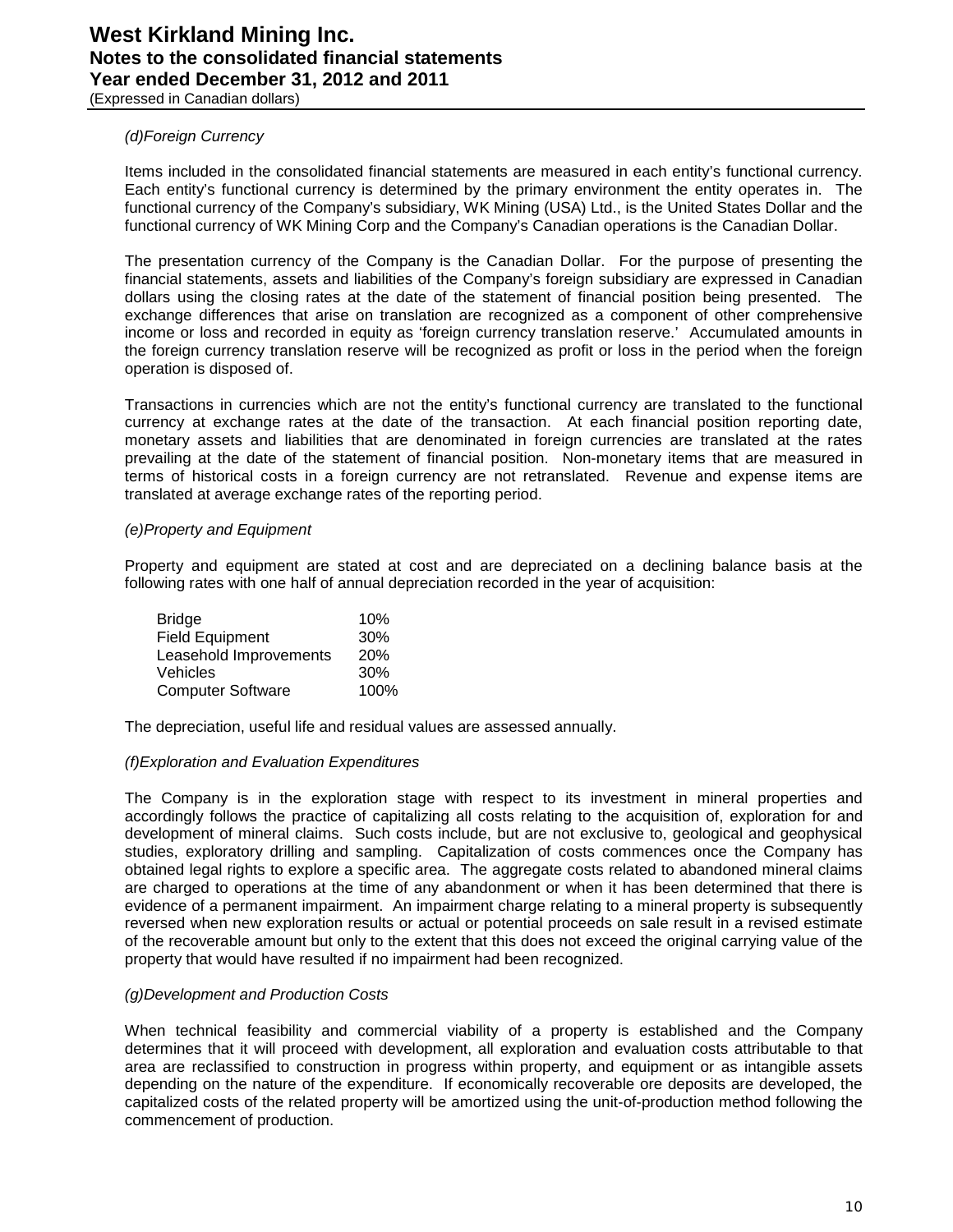*(d)Foreign Currency*

Items included in the consolidated financial statements are measured in each entity's functional currency. Each entity's functional currency is determined by the primary environment the entity operates in. The functional currency of the Company's subsidiary, WK Mining (USA) Ltd., is the United States Dollar and the functional currency of WK Mining Corp and the Company's Canadian operations is the Canadian Dollar.

The presentation currency of the Company is the Canadian Dollar. For the purpose of presenting the financial statements, assets and liabilities of the Company's foreign subsidiary are expressed in Canadian dollars using the closing rates at the date of the statement of financial position being presented. The exchange differences that arise on translation are recognized as a component of other comprehensive income or loss and recorded in equity as 'foreign currency translation reserve.' Accumulated amounts in the foreign currency translation reserve will be recognized as profit or loss in the period when the foreign operation is disposed of.

Transactions in currencies which are not the entity's functional currency are translated to the functional currency at exchange rates at the date of the transaction. At each financial position reporting date, monetary assets and liabilities that are denominated in foreign currencies are translated at the rates prevailing at the date of the statement of financial position. Non-monetary items that are measured in terms of historical costs in a foreign currency are not retranslated. Revenue and expense items are translated at average exchange rates of the reporting period.

*(e)Property and Equipment*

Property and equipment are stated at cost and are depreciated on a declining balance basis at the following rates with one half of annual depreciation recorded in the year of acquisition:

| | |
|---|---|
| Bridge | 10% |
| Field Equipment | 30% |
| Leasehold Improvements | 20% |
| Vehicles | 30% |
| Computer Software | 100% |

The depreciation, useful life and residual values are assessed annually.

*(f)Exploration and Evaluation Expenditures*

The Company is in the exploration stage with respect to its investment in mineral properties and accordingly follows the practice of capitalizing all costs relating to the acquisition of, exploration for and development of mineral claims. Such costs include, but are not exclusive to, geological and geophysical studies, exploratory drilling and sampling. Capitalization of costs commences once the Company has obtained legal rights to explore a specific area. The aggregate costs related to abandoned mineral claims are charged to operations at the time of any abandonment or when it has been determined that there is evidence of a permanent impairment. An impairment charge relating to a mineral property is subsequently reversed when new exploration results or actual or potential proceeds on sale result in a revised estimate of the recoverable amount but only to the extent that this does not exceed the original carrying value of the property that would have resulted if no impairment had been recognized.

*(g)Development and Production Costs*

When technical feasibility and commercial viability of a property is established and the Company determines that it will proceed with development, all exploration and evaluation costs attributable to that area are reclassified to construction in progress within property, and equipment or as intangible assets depending on the nature of the expenditure. If economically recoverable ore deposits are developed, the capitalized costs of the related property will be amortized using the unit-of-production method following the commencement of production.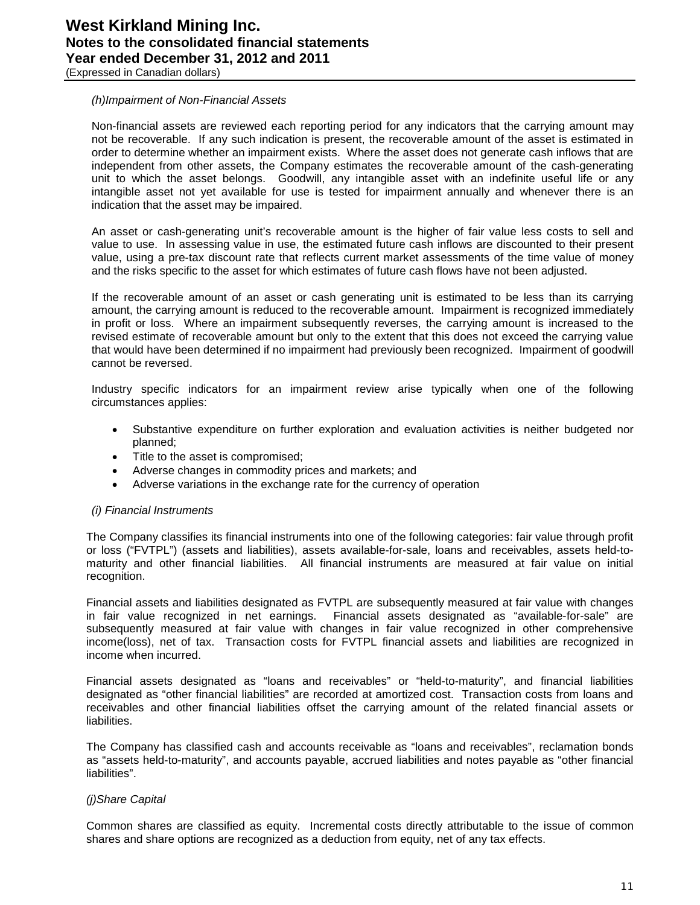*(h)Impairment of Non-Financial Assets*

Non-financial assets are reviewed each reporting period for any indicators that the carrying amount may not be recoverable. If any such indication is present, the recoverable amount of the asset is estimated in order to determine whether an impairment exists. Where the asset does not generate cash inflows that are independent from other assets, the Company estimates the recoverable amount of the cash-generating unit to which the asset belongs. Goodwill, any intangible asset with an indefinite useful life or any intangible asset not yet available for use is tested for impairment annually and whenever there is an indication that the asset may be impaired.

An asset or cash-generating unit's recoverable amount is the higher of fair value less costs to sell and value to use. In assessing value in use, the estimated future cash inflows are discounted to their present value, using a pre-tax discount rate that reflects current market assessments of the time value of money and the risks specific to the asset for which estimates of future cash flows have not been adjusted.

If the recoverable amount of an asset or cash generating unit is estimated to be less than its carrying amount, the carrying amount is reduced to the recoverable amount. Impairment is recognized immediately in profit or loss. Where an impairment subsequently reverses, the carrying amount is increased to the revised estimate of recoverable amount but only to the extent that this does not exceed the carrying value that would have been determined if no impairment had previously been recognized. Impairment of goodwill cannot be reversed.

Industry specific indicators for an impairment review arise typically when one of the following circumstances applies:

- Substantive expenditure on further exploration and evaluation activities is neither budgeted nor planned;
- Title to the asset is compromised;
- Adverse changes in commodity prices and markets; and
- Adverse variations in the exchange rate for the currency of operation

*(i) Financial Instruments*

The Company classifies its financial instruments into one of the following categories: fair value through profit or loss ("FVTPL") (assets and liabilities), assets available-for-sale, loans and receivables, assets held-to-maturity and other financial liabilities. All financial instruments are measured at fair value on initial recognition.

Financial assets and liabilities designated as FVTPL are subsequently measured at fair value with changes in fair value recognized in net earnings. Financial assets designated as "available-for-sale" are subsequently measured at fair value with changes in fair value recognized in other comprehensive income(loss), net of tax. Transaction costs for FVTPL financial assets and liabilities are recognized in income when incurred.

Financial assets designated as "loans and receivables" or "held-to-maturity", and financial liabilities designated as "other financial liabilities" are recorded at amortized cost. Transaction costs from loans and receivables and other financial liabilities offset the carrying amount of the related financial assets or liabilities.

The Company has classified cash and accounts receivable as "loans and receivables", reclamation bonds as "assets held-to-maturity", and accounts payable, accrued liabilities and notes payable as "other financial liabilities".

*(j)Share Capital*

Common shares are classified as equity. Incremental costs directly attributable to the issue of common shares and share options are recognized as a deduction from equity, net of any tax effects.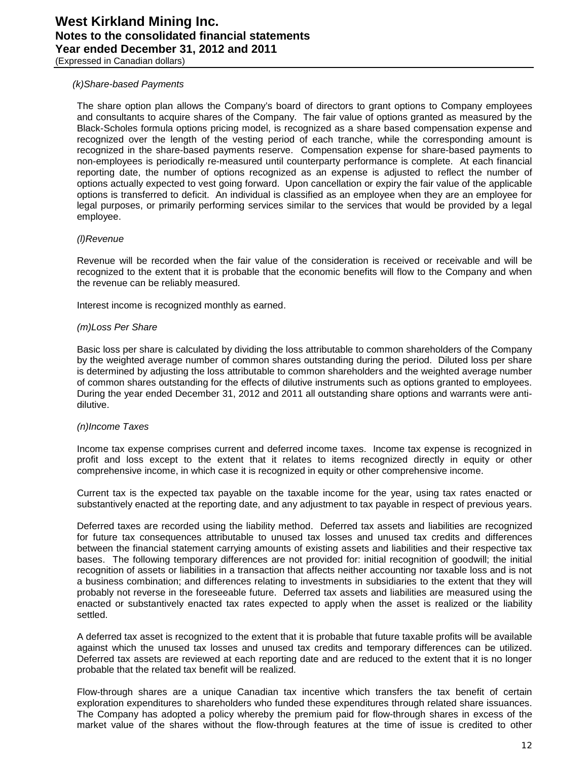*(k)Share-based Payments*

The share option plan allows the Company's board of directors to grant options to Company employees and consultants to acquire shares of the Company. The fair value of options granted as measured by the Black-Scholes formula options pricing model, is recognized as a share based compensation expense and recognized over the length of the vesting period of each tranche, while the corresponding amount is recognized in the share-based payments reserve. Compensation expense for share-based payments to non-employees is periodically re-measured until counterparty performance is complete. At each financial reporting date, the number of options recognized as an expense is adjusted to reflect the number of options actually expected to vest going forward. Upon cancellation or expiry the fair value of the applicable options is transferred to deficit. An individual is classified as an employee when they are an employee for legal purposes, or primarily performing services similar to the services that would be provided by a legal employee.

*(l)Revenue*

Revenue will be recorded when the fair value of the consideration is received or receivable and will be recognized to the extent that it is probable that the economic benefits will flow to the Company and when the revenue can be reliably measured.

Interest income is recognized monthly as earned.

*(m)Loss Per Share*

Basic loss per share is calculated by dividing the loss attributable to common shareholders of the Company by the weighted average number of common shares outstanding during the period. Diluted loss per share is determined by adjusting the loss attributable to common shareholders and the weighted average number of common shares outstanding for the effects of dilutive instruments such as options granted to employees. During the year ended December 31, 2012 and 2011 all outstanding share options and warrants were anti-dilutive.

*(n)Income Taxes*

Income tax expense comprises current and deferred income taxes. Income tax expense is recognized in profit and loss except to the extent that it relates to items recognized directly in equity or other comprehensive income, in which case it is recognized in equity or other comprehensive income.

Current tax is the expected tax payable on the taxable income for the year, using tax rates enacted or substantively enacted at the reporting date, and any adjustment to tax payable in respect of previous years.

Deferred taxes are recorded using the liability method. Deferred tax assets and liabilities are recognized for future tax consequences attributable to unused tax losses and unused tax credits and differences between the financial statement carrying amounts of existing assets and liabilities and their respective tax bases. The following temporary differences are not provided for: initial recognition of goodwill; the initial recognition of assets or liabilities in a transaction that affects neither accounting nor taxable loss and is not a business combination; and differences relating to investments in subsidiaries to the extent that they will probably not reverse in the foreseeable future. Deferred tax assets and liabilities are measured using the enacted or substantively enacted tax rates expected to apply when the asset is realized or the liability settled.

A deferred tax asset is recognized to the extent that it is probable that future taxable profits will be available against which the unused tax losses and unused tax credits and temporary differences can be utilized. Deferred tax assets are reviewed at each reporting date and are reduced to the extent that it is no longer probable that the related tax benefit will be realized.

Flow-through shares are a unique Canadian tax incentive which transfers the tax benefit of certain exploration expenditures to shareholders who funded these expenditures through related share issuances. The Company has adopted a policy whereby the premium paid for flow-through shares in excess of the market value of the shares without the flow-through features at the time of issue is credited to other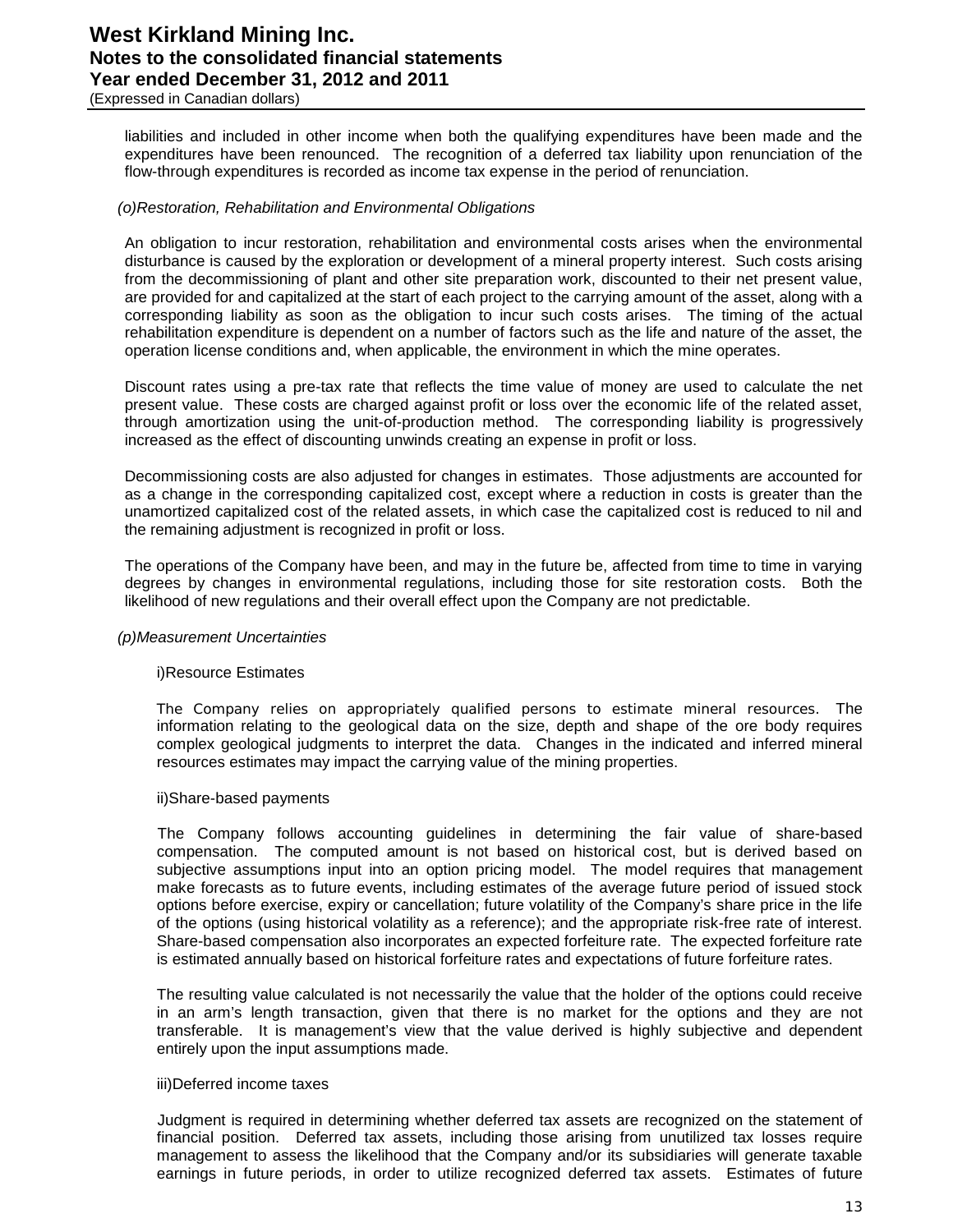liabilities and included in other income when both the qualifying expenditures have been made and the expenditures have been renounced. The recognition of a deferred tax liability upon renunciation of the flow-through expenditures is recorded as income tax expense in the period of renunciation.

*(o)Restoration, Rehabilitation and Environmental Obligations*

An obligation to incur restoration, rehabilitation and environmental costs arises when the environmental disturbance is caused by the exploration or development of a mineral property interest. Such costs arising from the decommissioning of plant and other site preparation work, discounted to their net present value, are provided for and capitalized at the start of each project to the carrying amount of the asset, along with a corresponding liability as soon as the obligation to incur such costs arises. The timing of the actual rehabilitation expenditure is dependent on a number of factors such as the life and nature of the asset, the operation license conditions and, when applicable, the environment in which the mine operates.

Discount rates using a pre-tax rate that reflects the time value of money are used to calculate the net present value. These costs are charged against profit or loss over the economic life of the related asset, through amortization using the unit-of-production method. The corresponding liability is progressively increased as the effect of discounting unwinds creating an expense in profit or loss.

Decommissioning costs are also adjusted for changes in estimates. Those adjustments are accounted for as a change in the corresponding capitalized cost, except where a reduction in costs is greater than the unamortized capitalized cost of the related assets, in which case the capitalized cost is reduced to nil and the remaining adjustment is recognized in profit or loss.

The operations of the Company have been, and may in the future be, affected from time to time in varying degrees by changes in environmental regulations, including those for site restoration costs. Both the likelihood of new regulations and their overall effect upon the Company are not predictable.

*(p)Measurement Uncertainties*

i)Resource Estimates

The Company relies on appropriately qualified persons to estimate mineral resources. The information relating to the geological data on the size, depth and shape of the ore body requires complex geological judgments to interpret the data. Changes in the indicated and inferred mineral resources estimates may impact the carrying value of the mining properties.

ii)Share-based payments

The Company follows accounting guidelines in determining the fair value of share-based compensation. The computed amount is not based on historical cost, but is derived based on subjective assumptions input into an option pricing model. The model requires that management make forecasts as to future events, including estimates of the average future period of issued stock options before exercise, expiry or cancellation; future volatility of the Company's share price in the life of the options (using historical volatility as a reference); and the appropriate risk-free rate of interest. Share-based compensation also incorporates an expected forfeiture rate. The expected forfeiture rate is estimated annually based on historical forfeiture rates and expectations of future forfeiture rates.

The resulting value calculated is not necessarily the value that the holder of the options could receive in an arm's length transaction, given that there is no market for the options and they are not transferable. It is management's view that the value derived is highly subjective and dependent entirely upon the input assumptions made.

iii)Deferred income taxes

Judgment is required in determining whether deferred tax assets are recognized on the statement of financial position. Deferred tax assets, including those arising from unutilized tax losses require management to assess the likelihood that the Company and/or its subsidiaries will generate taxable earnings in future periods, in order to utilize recognized deferred tax assets. Estimates of future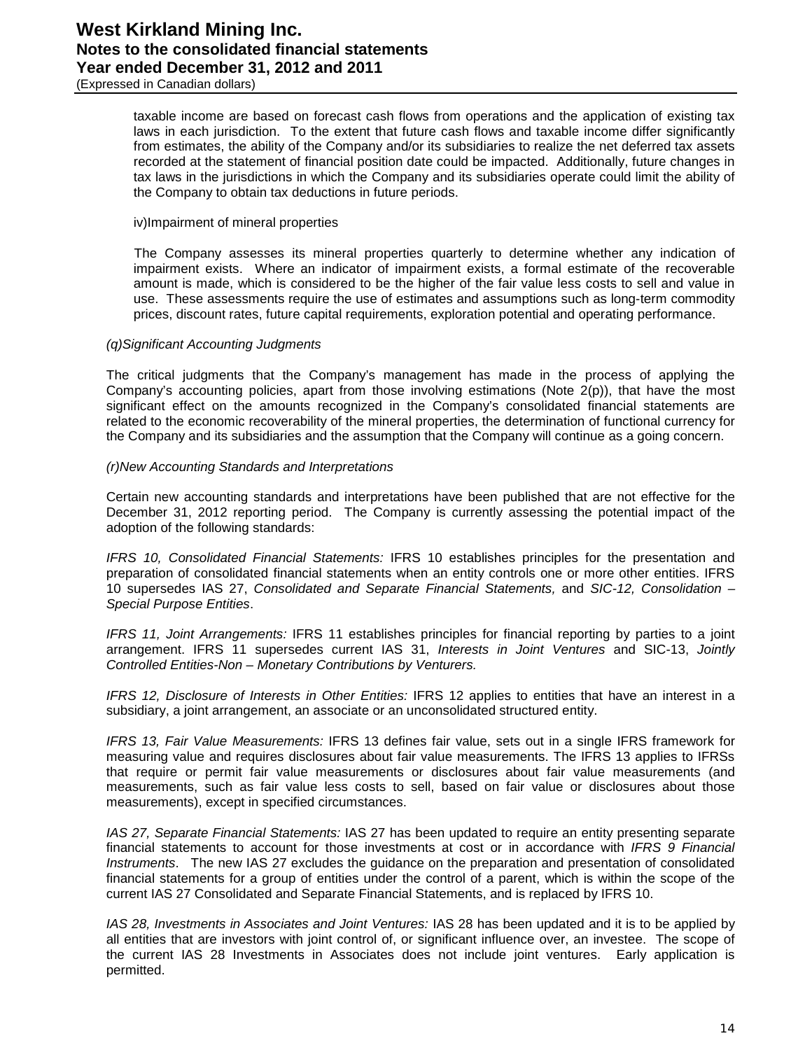taxable income are based on forecast cash flows from operations and the application of existing tax laws in each jurisdiction. To the extent that future cash flows and taxable income differ significantly from estimates, the ability of the Company and/or its subsidiaries to realize the net deferred tax assets recorded at the statement of financial position date could be impacted. Additionally, future changes in tax laws in the jurisdictions in which the Company and its subsidiaries operate could limit the ability of the Company to obtain tax deductions in future periods.

iv)Impairment of mineral properties

The Company assesses its mineral properties quarterly to determine whether any indication of impairment exists. Where an indicator of impairment exists, a formal estimate of the recoverable amount is made, which is considered to be the higher of the fair value less costs to sell and value in use. These assessments require the use of estimates and assumptions such as long-term commodity prices, discount rates, future capital requirements, exploration potential and operating performance.

*(q)Significant Accounting Judgments*

The critical judgments that the Company's management has made in the process of applying the Company's accounting policies, apart from those involving estimations (Note 2(p)), that have the most significant effect on the amounts recognized in the Company's consolidated financial statements are related to the economic recoverability of the mineral properties, the determination of functional currency for the Company and its subsidiaries and the assumption that the Company will continue as a going concern.

*(r)New Accounting Standards and Interpretations*

Certain new accounting standards and interpretations have been published that are not effective for the December 31, 2012 reporting period. The Company is currently assessing the potential impact of the adoption of the following standards:

*IFRS 10, Consolidated Financial Statements:* IFRS 10 establishes principles for the presentation and preparation of consolidated financial statements when an entity controls one or more other entities. IFRS 10 supersedes IAS 27, *Consolidated and Separate Financial Statements,* and *SIC-12, Consolidation – Special Purpose Entities*.

*IFRS 11, Joint Arrangements:* IFRS 11 establishes principles for financial reporting by parties to a joint arrangement. IFRS 11 supersedes current IAS 31, *Interests in Joint Ventures* and SIC-13, *Jointly Controlled Entities-Non – Monetary Contributions by Venturers.*

*IFRS 12, Disclosure of Interests in Other Entities:* IFRS 12 applies to entities that have an interest in a subsidiary, a joint arrangement, an associate or an unconsolidated structured entity.

*IFRS 13, Fair Value Measurements:* IFRS 13 defines fair value, sets out in a single IFRS framework for measuring value and requires disclosures about fair value measurements. The IFRS 13 applies to IFRSs that require or permit fair value measurements or disclosures about fair value measurements (and measurements, such as fair value less costs to sell, based on fair value or disclosures about those measurements), except in specified circumstances.

*IAS 27, Separate Financial Statements:* IAS 27 has been updated to require an entity presenting separate financial statements to account for those investments at cost or in accordance with *IFRS 9 Financial Instruments*. The new IAS 27 excludes the guidance on the preparation and presentation of consolidated financial statements for a group of entities under the control of a parent, which is within the scope of the current IAS 27 Consolidated and Separate Financial Statements, and is replaced by IFRS 10.

*IAS 28, Investments in Associates and Joint Ventures:* IAS 28 has been updated and it is to be applied by all entities that are investors with joint control of, or significant influence over, an investee. The scope of the current IAS 28 Investments in Associates does not include joint ventures. Early application is permitted.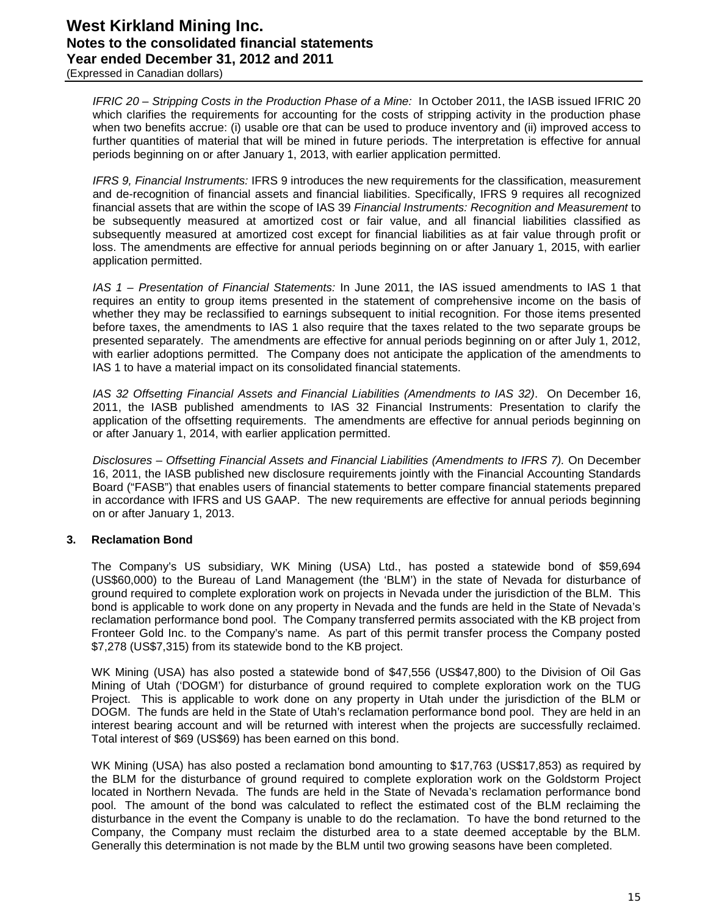*IFRIC 20 – Stripping Costs in the Production Phase of a Mine:* In October 2011, the IASB issued IFRIC 20 which clarifies the requirements for accounting for the costs of stripping activity in the production phase when two benefits accrue: (i) usable ore that can be used to produce inventory and (ii) improved access to further quantities of material that will be mined in future periods. The interpretation is effective for annual periods beginning on or after January 1, 2013, with earlier application permitted.

*IFRS 9, Financial Instruments:* IFRS 9 introduces the new requirements for the classification, measurement and de-recognition of financial assets and financial liabilities. Specifically, IFRS 9 requires all recognized financial assets that are within the scope of IAS 39 *Financial Instruments: Recognition and Measurement* to be subsequently measured at amortized cost or fair value, and all financial liabilities classified as subsequently measured at amortized cost except for financial liabilities as at fair value through profit or loss. The amendments are effective for annual periods beginning on or after January 1, 2015, with earlier application permitted.

*IAS 1 – Presentation of Financial Statements:* In June 2011, the IAS issued amendments to IAS 1 that requires an entity to group items presented in the statement of comprehensive income on the basis of whether they may be reclassified to earnings subsequent to initial recognition. For those items presented before taxes, the amendments to IAS 1 also require that the taxes related to the two separate groups be presented separately. The amendments are effective for annual periods beginning on or after July 1, 2012, with earlier adoptions permitted. The Company does not anticipate the application of the amendments to IAS 1 to have a material impact on its consolidated financial statements.

*IAS 32 Offsetting Financial Assets and Financial Liabilities (Amendments to IAS 32)*. On December 16, 2011, the IASB published amendments to IAS 32 Financial Instruments: Presentation to clarify the application of the offsetting requirements. The amendments are effective for annual periods beginning on or after January 1, 2014, with earlier application permitted.

*Disclosures – Offsetting Financial Assets and Financial Liabilities (Amendments to IFRS 7).* On December 16, 2011, the IASB published new disclosure requirements jointly with the Financial Accounting Standards Board ("FASB") that enables users of financial statements to better compare financial statements prepared in accordance with IFRS and US GAAP. The new requirements are effective for annual periods beginning on or after January 1, 2013.

## 3. Reclamation Bond

The Company's US subsidiary, WK Mining (USA) Ltd., has posted a statewide bond of $59,694 (US$60,000) to the Bureau of Land Management (the 'BLM') in the state of Nevada for disturbance of ground required to complete exploration work on projects in Nevada under the jurisdiction of the BLM. This bond is applicable to work done on any property in Nevada and the funds are held in the State of Nevada's reclamation performance bond pool. The Company transferred permits associated with the KB project from Fronteer Gold Inc. to the Company's name. As part of this permit transfer process the Company posted $7,278 (US$7,315) from its statewide bond to the KB project.

WK Mining (USA) has also posted a statewide bond of $47,556 (US$47,800) to the Division of Oil Gas Mining of Utah ('DOGM') for disturbance of ground required to complete exploration work on the TUG Project. This is applicable to work done on any property in Utah under the jurisdiction of the BLM or DOGM. The funds are held in the State of Utah's reclamation performance bond pool. They are held in an interest bearing account and will be returned with interest when the projects are successfully reclaimed. Total interest of $69 (US$69) has been earned on this bond.

WK Mining (USA) has also posted a reclamation bond amounting to $17,763 (US$17,853) as required by the BLM for the disturbance of ground required to complete exploration work on the Goldstorm Project located in Northern Nevada. The funds are held in the State of Nevada's reclamation performance bond pool. The amount of the bond was calculated to reflect the estimated cost of the BLM reclaiming the disturbance in the event the Company is unable to do the reclamation. To have the bond returned to the Company, the Company must reclaim the disturbed area to a state deemed acceptable by the BLM. Generally this determination is not made by the BLM until two growing seasons have been completed.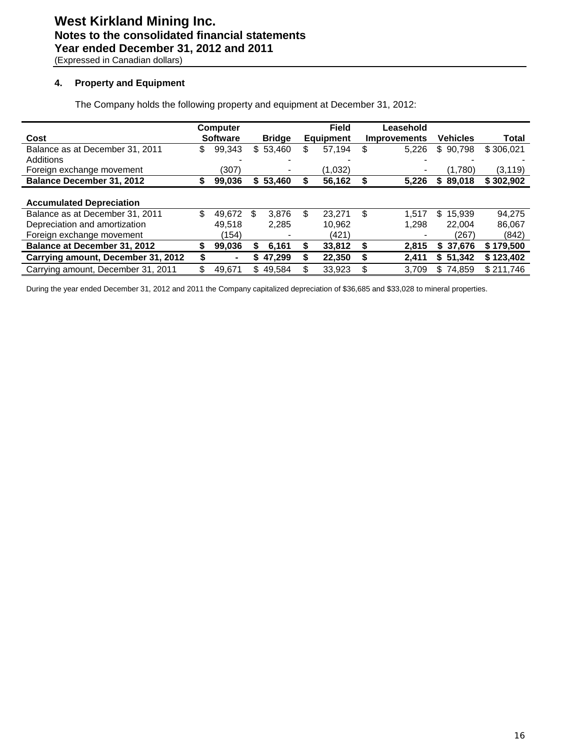## 4. Property and Equipment

The Company holds the following property and equipment at December 31, 2012:

| Cost | Computer Software | Bridge | Field Equipment | Leasehold Improvements | Vehicles | Total |
|---|---|---|---|---|---|---|
| Balance as at December 31, 2011 | $ 99,343 | $ 53,460 | $ 57,194 | $ 5,226 | $ 90,798 | $ 306,021 |
| Additions | - | - | - | - | - | - |
| Foreign exchange movement | (307) | - | (1,032) | - | (1,780) | (3,119) |
| **Balance December 31, 2012** | **$ 99,036** | **$ 53,460** | **$ 56,162** | **$ 5,226** | **$ 89,018** | **$ 302,902** |
| **Accumulated Depreciation** | | | | | | |
| Balance as at December 31, 2011 | $ 49,672 | $ 3,876 | $ 23,271 | $ 1,517 | $ 15,939 | 94,275 |
| Depreciation and amortization | 49,518 | 2,285 | 10,962 | 1,298 | 22,004 | 86,067 |
| Foreign exchange movement | (154) | - | (421) | - | (267) | (842) |
| **Balance at December 31, 2012** | **$ 99,036** | **$ 6,161** | **$ 33,812** | **$ 2,815** | **$ 37,676** | **$ 179,500** |
| **Carrying amount, December 31, 2012** | **$ -** | **$ 47,299** | **$ 22,350** | **$ 2,411** | **$ 51,342** | **$ 123,402** |
| Carrying amount, December 31, 2011 | $ 49,671 | $ 49,584 | $ 33,923 | $ 3,709 | $ 74,859 | $ 211,746 |

During the year ended December 31, 2012 and 2011 the Company capitalized depreciation of $36,685 and $33,028 to mineral properties.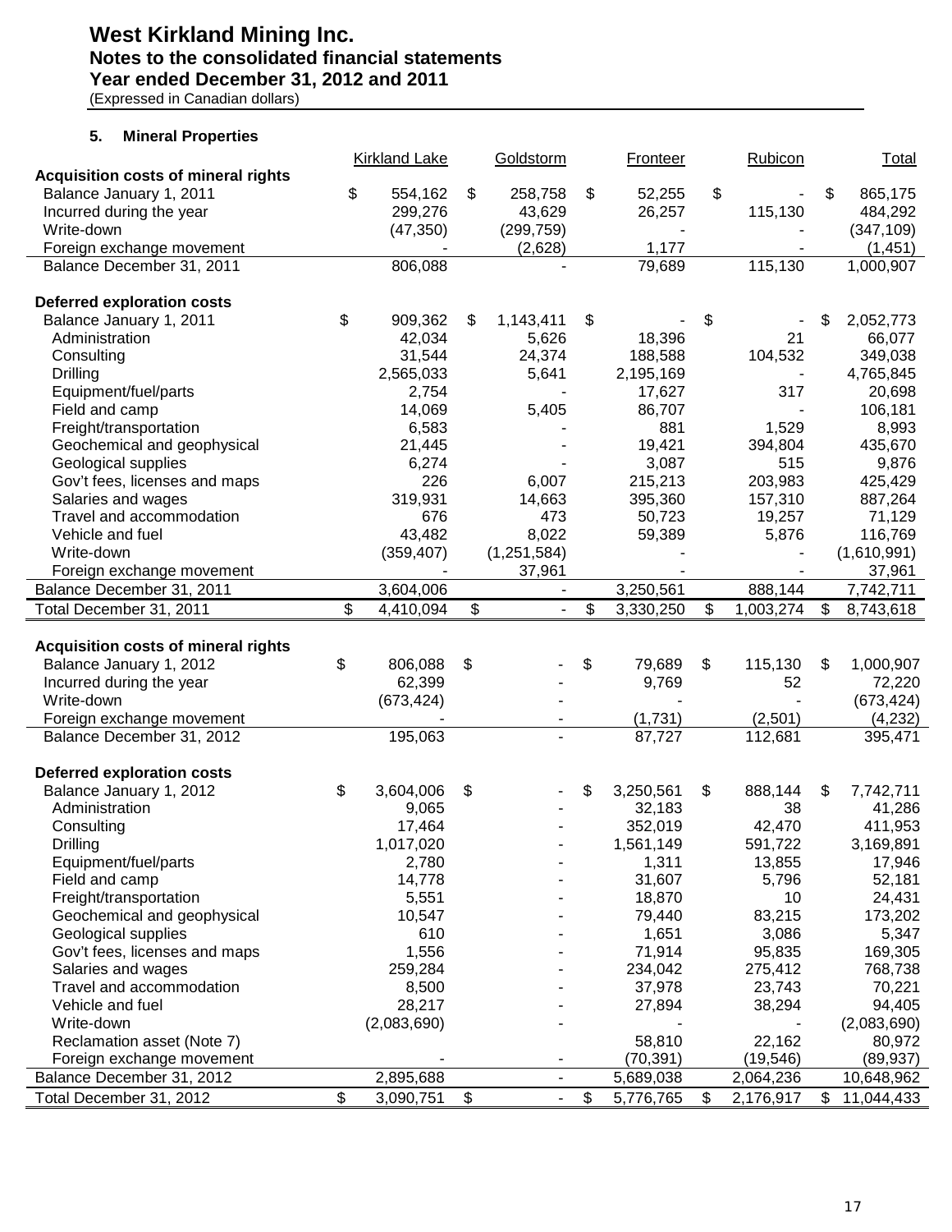**West Kirkland Mining Inc.**
**Notes to the consolidated financial statements**
**Year ended December 31, 2012 and 2011**
(Expressed in Canadian dollars)

### 5. Mineral Properties

| | Kirkland Lake | Goldstorm | Fronteer | Rubicon | Total |
|---|---|---|---|---|---|
| **Acquisition costs of mineral rights** | | | | | |
| Balance January 1, 2011 | $ 554,162 | $ 258,758 | $ 52,255 | $ - | $ 865,175 |
| Incurred during the year | 299,276 | 43,629 | 26,257 | 115,130 | 484,292 |
| Write-down | (47,350) | (299,759) | - | - | (347,109) |
| Foreign exchange movement | - | (2,628) | 1,177 | - | (1,451) |
| Balance December 31, 2011 | 806,088 | - | 79,689 | 115,130 | 1,000,907 |
| | | | | | |
| **Deferred exploration costs** | | | | | |
| Balance January 1, 2011 | $ 909,362 | $ 1,143,411 | $ - | $ - | $ 2,052,773 |
| Administration | 42,034 | 5,626 | 18,396 | 21 | 66,077 |
| Consulting | 31,544 | 24,374 | 188,588 | 104,532 | 349,038 |
| Drilling | 2,565,033 | 5,641 | 2,195,169 | - | 4,765,845 |
| Equipment/fuel/parts | 2,754 | - | 17,627 | 317 | 20,698 |
| Field and camp | 14,069 | 5,405 | 86,707 | - | 106,181 |
| Freight/transportation | 6,583 | - | 881 | 1,529 | 8,993 |
| Geochemical and geophysical | 21,445 | - | 19,421 | 394,804 | 435,670 |
| Geological supplies | 6,274 | - | 3,087 | 515 | 9,876 |
| Gov't fees, licenses and maps | 226 | 6,007 | 215,213 | 203,983 | 425,429 |
| Salaries and wages | 319,931 | 14,663 | 395,360 | 157,310 | 887,264 |
| Travel and accommodation | 676 | 473 | 50,723 | 19,257 | 71,129 |
| Vehicle and fuel | 43,482 | 8,022 | 59,389 | 5,876 | 116,769 |
| Write-down | (359,407) | (1,251,584) | - | - | (1,610,991) |
| Foreign exchange movement | - | 37,961 | - | - | 37,961 |
| Balance December 31, 2011 | 3,604,006 | - | 3,250,561 | 888,144 | 7,742,711 |
| Total December 31, 2011 | $ 4,410,094 | $ - | $ 3,330,250 | $ 1,003,274 | $ 8,743,618 |
| | | | | | |
| **Acquisition costs of mineral rights** | | | | | |
| Balance January 1, 2012 | $ 806,088 | $ - | $ 79,689 | $ 115,130 | $ 1,000,907 |
| Incurred during the year | 62,399 | - | 9,769 | 52 | 72,220 |
| Write-down | (673,424) | - | - | - | (673,424) |
| Foreign exchange movement | - | - | (1,731) | (2,501) | (4,232) |
| Balance December 31, 2012 | 195,063 | - | 87,727 | 112,681 | 395,471 |
| | | | | | |
| **Deferred exploration costs** | | | | | |
| Balance January 1, 2012 | $ 3,604,006 | $ - | $ 3,250,561 | $ 888,144 | $ 7,742,711 |
| Administration | 9,065 | - | 32,183 | 38 | 41,286 |
| Consulting | 17,464 | - | 352,019 | 42,470 | 411,953 |
| Drilling | 1,017,020 | - | 1,561,149 | 591,722 | 3,169,891 |
| Equipment/fuel/parts | 2,780 | - | 1,311 | 13,855 | 17,946 |
| Field and camp | 14,778 | - | 31,607 | 5,796 | 52,181 |
| Freight/transportation | 5,551 | - | 18,870 | 10 | 24,431 |
| Geochemical and geophysical | 10,547 | - | 79,440 | 83,215 | 173,202 |
| Geological supplies | 610 | - | 1,651 | 3,086 | 5,347 |
| Gov't fees, licenses and maps | 1,556 | - | 71,914 | 95,835 | 169,305 |
| Salaries and wages | 259,284 | - | 234,042 | 275,412 | 768,738 |
| Travel and accommodation | 8,500 | - | 37,978 | 23,743 | 70,221 |
| Vehicle and fuel | 28,217 | - | 27,894 | 38,294 | 94,405 |
| Write-down | (2,083,690) | - | - | - | (2,083,690) |
| Reclamation asset (Note 7) | | | 58,810 | 22,162 | 80,972 |
| Foreign exchange movement | - | - | (70,391) | (19,546) | (89,937) |
| Balance December 31, 2012 | 2,895,688 | - | 5,689,038 | 2,064,236 | 10,648,962 |
| Total December 31, 2012 | $ 3,090,751 | $ - | $ 5,776,765 | $ 2,176,917 | $ 11,044,433 |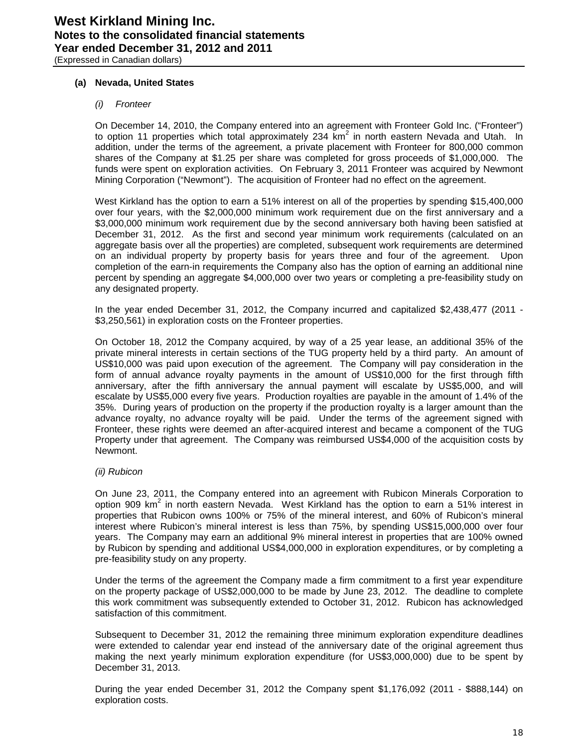**(a) Nevada, United States**

*(i) Fronteer*

On December 14, 2010, the Company entered into an agreement with Fronteer Gold Inc. ("Fronteer") to option 11 properties which total approximately 234 $km^2$ in north eastern Nevada and Utah. In addition, under the terms of the agreement, a private placement with Fronteer for 800,000 common shares of the Company at $1.25 per share was completed for gross proceeds of $1,000,000. The funds were spent on exploration activities. On February 3, 2011 Fronteer was acquired by Newmont Mining Corporation ("Newmont"). The acquisition of Fronteer had no effect on the agreement.

West Kirkland has the option to earn a 51% interest on all of the properties by spending $15,400,000 over four years, with the $2,000,000 minimum work requirement due on the first anniversary and a $3,000,000 minimum work requirement due by the second anniversary both having been satisfied at December 31, 2012. As the first and second year minimum work requirements (calculated on an aggregate basis over all the properties) are completed, subsequent work requirements are determined on an individual property by property basis for years three and four of the agreement. Upon completion of the earn-in requirements the Company also has the option of earning an additional nine percent by spending an aggregate $4,000,000 over two years or completing a pre-feasibility study on any designated property.

In the year ended December 31, 2012, the Company incurred and capitalized $2,438,477 (2011 - $3,250,561) in exploration costs on the Fronteer properties.

On October 18, 2012 the Company acquired, by way of a 25 year lease, an additional 35% of the private mineral interests in certain sections of the TUG property held by a third party. An amount of US$10,000 was paid upon execution of the agreement. The Company will pay consideration in the form of annual advance royalty payments in the amount of US$10,000 for the first through fifth anniversary, after the fifth anniversary the annual payment will escalate by US$5,000, and will escalate by US$5,000 every five years. Production royalties are payable in the amount of 1.4% of the 35%. During years of production on the property if the production royalty is a larger amount than the advance royalty, no advance royalty will be paid. Under the terms of the agreement signed with Fronteer, these rights were deemed an after-acquired interest and became a component of the TUG Property under that agreement. The Company was reimbursed US$4,000 of the acquisition costs by Newmont.

*(ii) Rubicon*

On June 23, 2011, the Company entered into an agreement with Rubicon Minerals Corporation to option 909 $km^2$ in north eastern Nevada. West Kirkland has the option to earn a 51% interest in properties that Rubicon owns 100% or 75% of the mineral interest, and 60% of Rubicon's mineral interest where Rubicon's mineral interest is less than 75%, by spending US$15,000,000 over four years. The Company may earn an additional 9% mineral interest in properties that are 100% owned by Rubicon by spending and additional US$4,000,000 in exploration expenditures, or by completing a pre-feasibility study on any property.

Under the terms of the agreement the Company made a firm commitment to a first year expenditure on the property package of US$2,000,000 to be made by June 23, 2012. The deadline to complete this work commitment was subsequently extended to October 31, 2012. Rubicon has acknowledged satisfaction of this commitment.

Subsequent to December 31, 2012 the remaining three minimum exploration expenditure deadlines were extended to calendar year end instead of the anniversary date of the original agreement thus making the next yearly minimum exploration expenditure (for US$3,000,000) due to be spent by December 31, 2013.

During the year ended December 31, 2012 the Company spent $1,176,092 (2011 - $888,144) on exploration costs.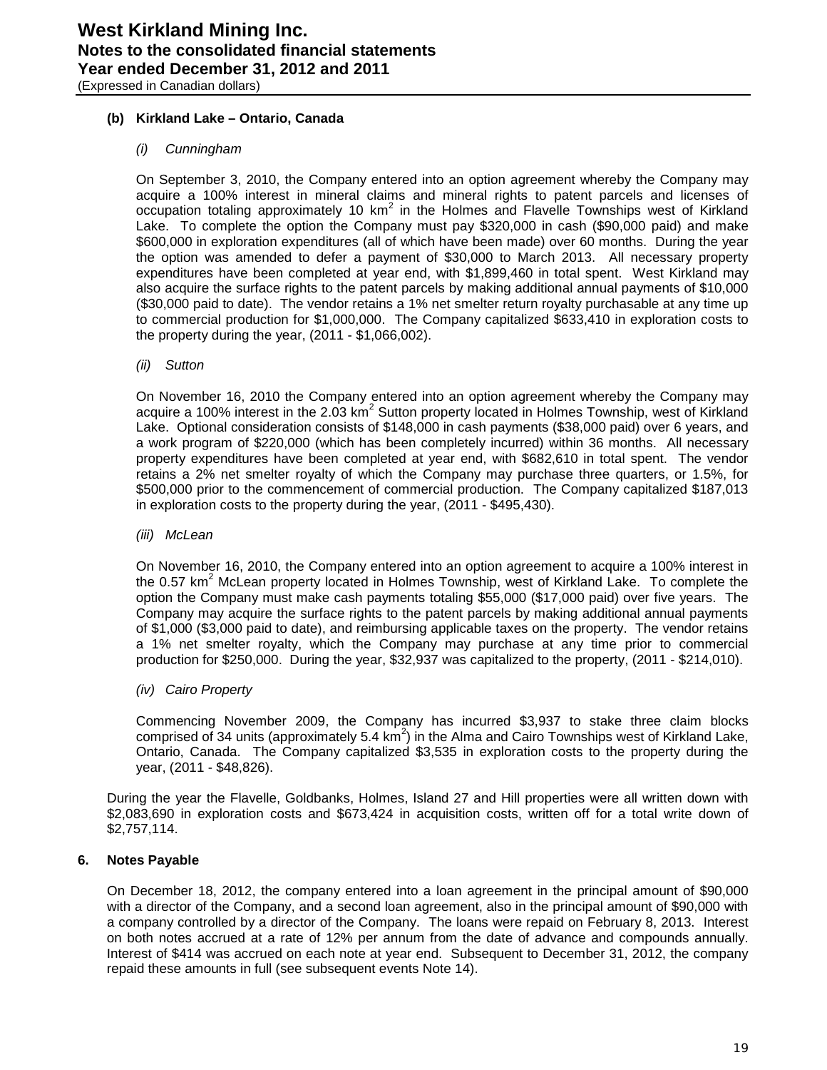**(b) Kirkland Lake – Ontario, Canada**

*(i) Cunningham*

On September 3, 2010, the Company entered into an option agreement whereby the Company may acquire a 100% interest in mineral claims and mineral rights to patent parcels and licenses of occupation totaling approximately 10 $km^2$ in the Holmes and Flavelle Townships west of Kirkland Lake. To complete the option the Company must pay $320,000 in cash ($90,000 paid) and make $600,000 in exploration expenditures (all of which have been made) over 60 months. During the year the option was amended to defer a payment of $30,000 to March 2013. All necessary property expenditures have been completed at year end, with $1,899,460 in total spent. West Kirkland may also acquire the surface rights to the patent parcels by making additional annual payments of $10,000 ($30,000 paid to date). The vendor retains a 1% net smelter return royalty purchasable at any time up to commercial production for $1,000,000. The Company capitalized $633,410 in exploration costs to the property during the year, (2011 - $1,066,002).

*(ii) Sutton*

On November 16, 2010 the Company entered into an option agreement whereby the Company may acquire a 100% interest in the 2.03 $km^2$ Sutton property located in Holmes Township, west of Kirkland Lake. Optional consideration consists of $148,000 in cash payments ($38,000 paid) over 6 years, and a work program of $220,000 (which has been completely incurred) within 36 months. All necessary property expenditures have been completed at year end, with $682,610 in total spent. The vendor retains a 2% net smelter royalty of which the Company may purchase three quarters, or 1.5%, for $500,000 prior to the commencement of commercial production. The Company capitalized $187,013 in exploration costs to the property during the year, (2011 - $495,430).

*(iii) McLean*

On November 16, 2010, the Company entered into an option agreement to acquire a 100% interest in the 0.57 $km^2$ McLean property located in Holmes Township, west of Kirkland Lake. To complete the option the Company must make cash payments totaling $55,000 ($17,000 paid) over five years. The Company may acquire the surface rights to the patent parcels by making additional annual payments of $1,000 ($3,000 paid to date), and reimbursing applicable taxes on the property. The vendor retains a 1% net smelter royalty, which the Company may purchase at any time prior to commercial production for $250,000. During the year, $32,937 was capitalized to the property, (2011 - $214,010).

*(iv) Cairo Property*

Commencing November 2009, the Company has incurred $3,937 to stake three claim blocks comprised of 34 units (approximately 5.4 $km^2$) in the Alma and Cairo Townships west of Kirkland Lake, Ontario, Canada. The Company capitalized $3,535 in exploration costs to the property during the year, (2011 - $48,826).

During the year the Flavelle, Goldbanks, Holmes, Island 27 and Hill properties were all written down with $2,083,690 in exploration costs and $673,424 in acquisition costs, written off for a total write down of $2,757,114.

## 6. Notes Payable

On December 18, 2012, the company entered into a loan agreement in the principal amount of $90,000 with a director of the Company, and a second loan agreement, also in the principal amount of $90,000 with a company controlled by a director of the Company. The loans were repaid on February 8, 2013. Interest on both notes accrued at a rate of 12% per annum from the date of advance and compounds annually. Interest of $414 was accrued on each note at year end. Subsequent to December 31, 2012, the company repaid these amounts in full (see subsequent events Note 14).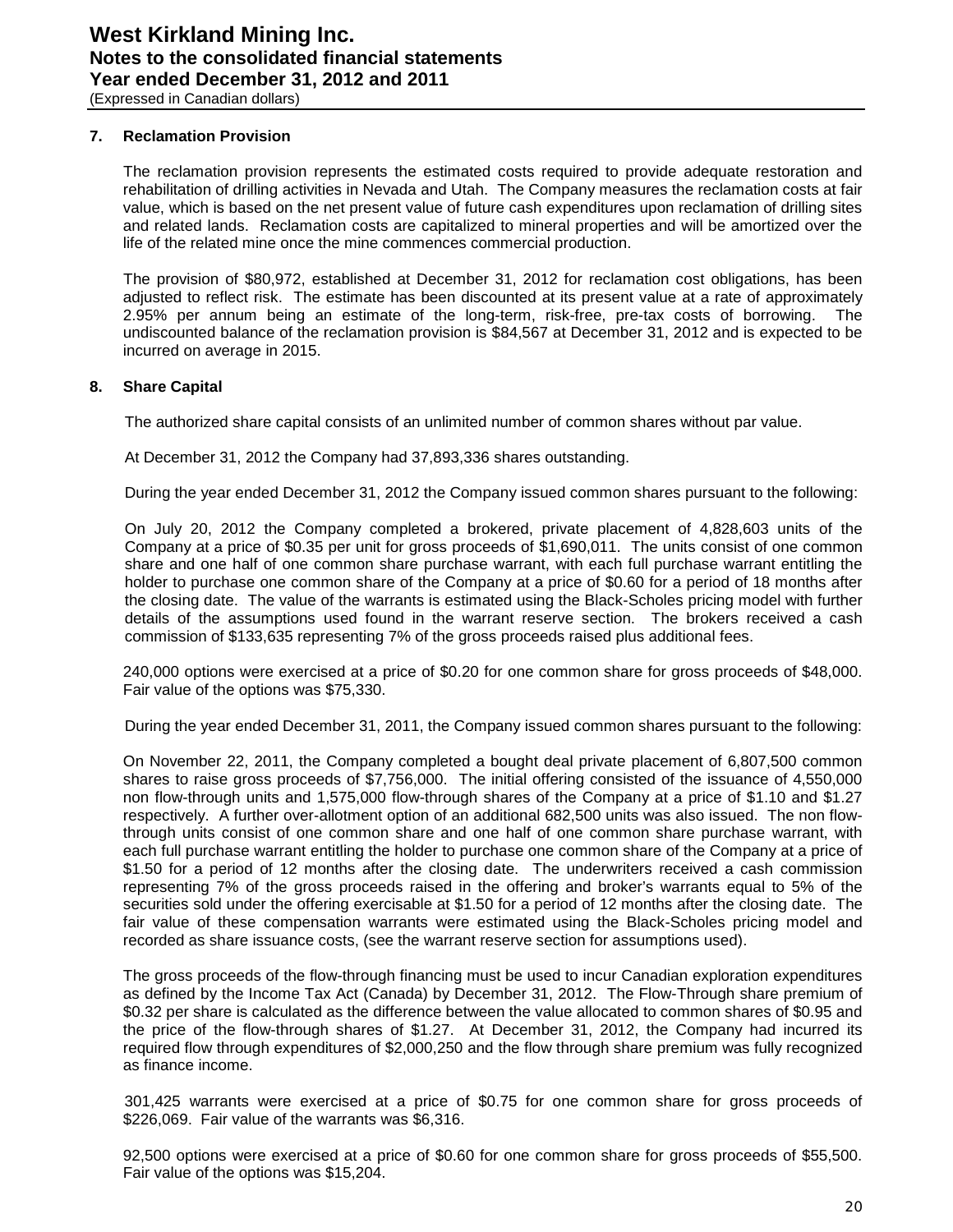## 7. Reclamation Provision

The reclamation provision represents the estimated costs required to provide adequate restoration and rehabilitation of drilling activities in Nevada and Utah. The Company measures the reclamation costs at fair value, which is based on the net present value of future cash expenditures upon reclamation of drilling sites and related lands. Reclamation costs are capitalized to mineral properties and will be amortized over the life of the related mine once the mine commences commercial production.

The provision of $80,972, established at December 31, 2012 for reclamation cost obligations, has been adjusted to reflect risk. The estimate has been discounted at its present value at a rate of approximately 2.95% per annum being an estimate of the long-term, risk-free, pre-tax costs of borrowing. The undiscounted balance of the reclamation provision is $84,567 at December 31, 2012 and is expected to be incurred on average in 2015.

## 8. Share Capital

The authorized share capital consists of an unlimited number of common shares without par value.

At December 31, 2012 the Company had 37,893,336 shares outstanding.

During the year ended December 31, 2012 the Company issued common shares pursuant to the following:

On July 20, 2012 the Company completed a brokered, private placement of 4,828,603 units of the Company at a price of $0.35 per unit for gross proceeds of $1,690,011. The units consist of one common share and one half of one common share purchase warrant, with each full purchase warrant entitling the holder to purchase one common share of the Company at a price of $0.60 for a period of 18 months after the closing date. The value of the warrants is estimated using the Black-Scholes pricing model with further details of the assumptions used found in the warrant reserve section. The brokers received a cash commission of $133,635 representing 7% of the gross proceeds raised plus additional fees.

240,000 options were exercised at a price of $0.20 for one common share for gross proceeds of $48,000. Fair value of the options was $75,330.

During the year ended December 31, 2011, the Company issued common shares pursuant to the following:

On November 22, 2011, the Company completed a bought deal private placement of 6,807,500 common shares to raise gross proceeds of $7,756,000. The initial offering consisted of the issuance of 4,550,000 non flow-through units and 1,575,000 flow-through shares of the Company at a price of $1.10 and $1.27 respectively. A further over-allotment option of an additional 682,500 units was also issued. The non flow-through units consist of one common share and one half of one common share purchase warrant, with each full purchase warrant entitling the holder to purchase one common share of the Company at a price of $1.50 for a period of 12 months after the closing date. The underwriters received a cash commission representing 7% of the gross proceeds raised in the offering and broker's warrants equal to 5% of the securities sold under the offering exercisable at $1.50 for a period of 12 months after the closing date. The fair value of these compensation warrants were estimated using the Black-Scholes pricing model and recorded as share issuance costs, (see the warrant reserve section for assumptions used).

The gross proceeds of the flow-through financing must be used to incur Canadian exploration expenditures as defined by the Income Tax Act (Canada) by December 31, 2012. The Flow-Through share premium of $0.32 per share is calculated as the difference between the value allocated to common shares of $0.95 and the price of the flow-through shares of $1.27. At December 31, 2012, the Company had incurred its required flow through expenditures of $2,000,250 and the flow through share premium was fully recognized as finance income.

301,425 warrants were exercised at a price of $0.75 for one common share for gross proceeds of $226,069. Fair value of the warrants was $6,316.

92,500 options were exercised at a price of $0.60 for one common share for gross proceeds of $55,500. Fair value of the options was $15,204.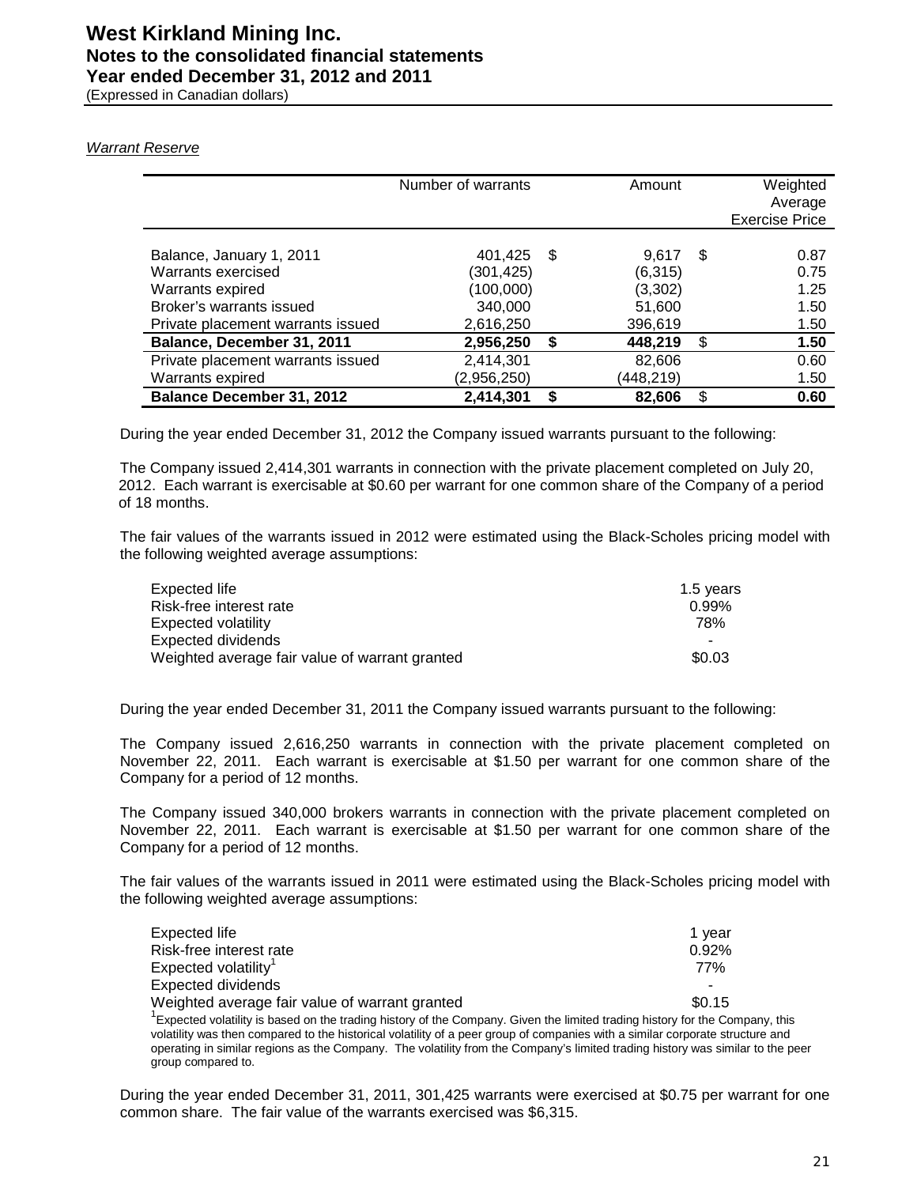*Warrant Reserve*

| | Number of warrants | | Amount | | Weighted Average Exercise Price |
|---|---|---|---|---|---|
| Balance, January 1, 2011 | 401,425 | $ | 9,617 | $ | 0.87 |
| Warrants exercised | (301,425) | | (6,315) | | 0.75 |
| Warrants expired | (100,000) | | (3,302) | | 1.25 |
| Broker's warrants issued | 340,000 | | 51,600 | | 1.50 |
| Private placement warrants issued | 2,616,250 | | 396,619 | | 1.50 |
| **Balance, December 31, 2011** | **2,956,250** | **$** | **448,219** | $ | **1.50** |
| Private placement warrants issued | 2,414,301 | | 82,606 | | 0.60 |
| Warrants expired | (2,956,250) | | (448,219) | | 1.50 |
| **Balance December 31, 2012** | **2,414,301** | **$** | **82,606** | $ | **0.60** |

During the year ended December 31, 2012 the Company issued warrants pursuant to the following:

The Company issued 2,414,301 warrants in connection with the private placement completed on July 20, 2012. Each warrant is exercisable at $0.60 per warrant for one common share of the Company of a period of 18 months.

The fair values of the warrants issued in 2012 were estimated using the Black-Scholes pricing model with the following weighted average assumptions:

| | |
|---|---|
| Expected life | 1.5 years |
| Risk-free interest rate | 0.99% |
| Expected volatility | 78% |
| Expected dividends | - |
| Weighted average fair value of warrant granted | $0.03 |

During the year ended December 31, 2011 the Company issued warrants pursuant to the following:

The Company issued 2,616,250 warrants in connection with the private placement completed on November 22, 2011. Each warrant is exercisable at $1.50 per warrant for one common share of the Company for a period of 12 months.

The Company issued 340,000 brokers warrants in connection with the private placement completed on November 22, 2011. Each warrant is exercisable at $1.50 per warrant for one common share of the Company for a period of 12 months.

The fair values of the warrants issued in 2011 were estimated using the Black-Scholes pricing model with the following weighted average assumptions:

| | |
|---|---|
| Expected life | 1 year |
| Risk-free interest rate | 0.92% |
| Expected volatility[1] | 77% |
| Expected dividends | - |
| Weighted average fair value of warrant granted | $0.15 |

[1]Expected volatility is based on the trading history of the Company. Given the limited trading history for the Company, this volatility was then compared to the historical volatility of a peer group of companies with a similar corporate structure and operating in similar regions as the Company. The volatility from the Company's limited trading history was similar to the peer group compared to.

During the year ended December 31, 2011, 301,425 warrants were exercised at $0.75 per warrant for one common share. The fair value of the warrants exercised was $6,315.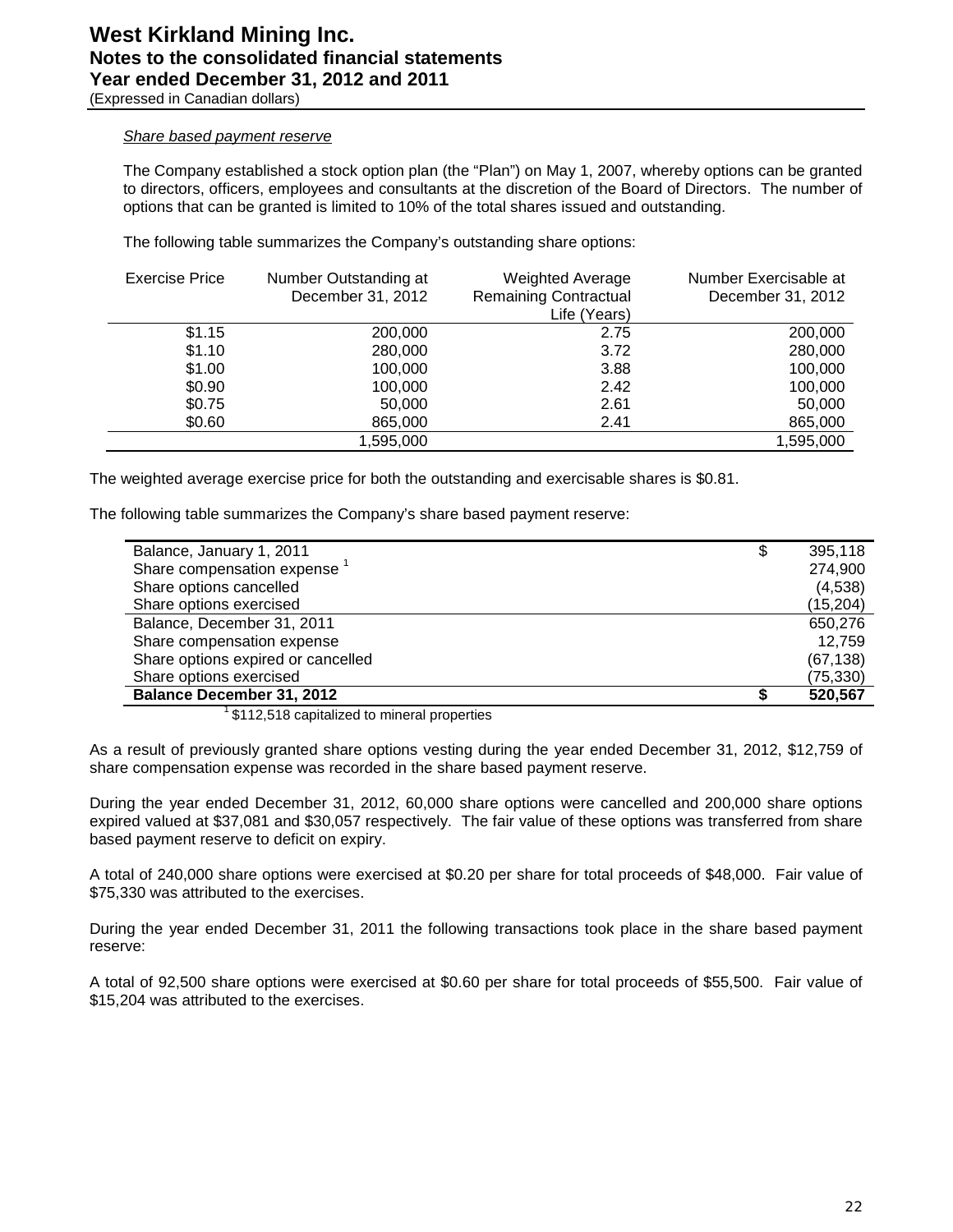# West Kirkland Mining Inc.
## Notes to the consolidated financial statements
## Year ended December 31, 2012 and 2011
(Expressed in Canadian dollars)

*Share based payment reserve*

The Company established a stock option plan (the "Plan") on May 1, 2007, whereby options can be granted to directors, officers, employees and consultants at the discretion of the Board of Directors. The number of options that can be granted is limited to 10% of the total shares issued and outstanding.

The following table summarizes the Company's outstanding share options:

| Exercise Price | Number Outstanding at December 31, 2012 | Weighted Average Remaining Contractual Life (Years) | Number Exercisable at December 31, 2012 |
|---|---|---|---|
| $1.15 | 200,000 | 2.75 | 200,000 |
| $1.10 | 280,000 | 3.72 | 280,000 |
| $1.00 | 100,000 | 3.88 | 100,000 |
| $0.90 | 100,000 | 2.42 | 100,000 |
| $0.75 | 50,000 | 2.61 | 50,000 |
| $0.60 | 865,000 | 2.41 | 865,000 |
| | 1,595,000 | | 1,595,000 |

The weighted average exercise price for both the outstanding and exercisable shares is $0.81.

The following table summarizes the Company's share based payment reserve:

| | | |
|---|---|---|
| Balance, January 1, 2011 | $ | 395,118 |
| Share compensation expense [1] | | 274,900 |
| Share options cancelled | | (4,538) |
| Share options exercised | | (15,204) |
| Balance, December 31, 2011 | | 650,276 |
| Share compensation expense | | 12,759 |
| Share options expired or cancelled | | (67,138) |
| Share options exercised | | (75,330) |
| **Balance December 31, 2012** | **$** | **520,567** |

[1] $112,518 capitalized to mineral properties

As a result of previously granted share options vesting during the year ended December 31, 2012, $12,759 of share compensation expense was recorded in the share based payment reserve.

During the year ended December 31, 2012, 60,000 share options were cancelled and 200,000 share options expired valued at $37,081 and $30,057 respectively. The fair value of these options was transferred from share based payment reserve to deficit on expiry.

A total of 240,000 share options were exercised at $0.20 per share for total proceeds of $48,000. Fair value of $75,330 was attributed to the exercises.

During the year ended December 31, 2011 the following transactions took place in the share based payment reserve:

A total of 92,500 share options were exercised at $0.60 per share for total proceeds of $55,500. Fair value of $15,204 was attributed to the exercises.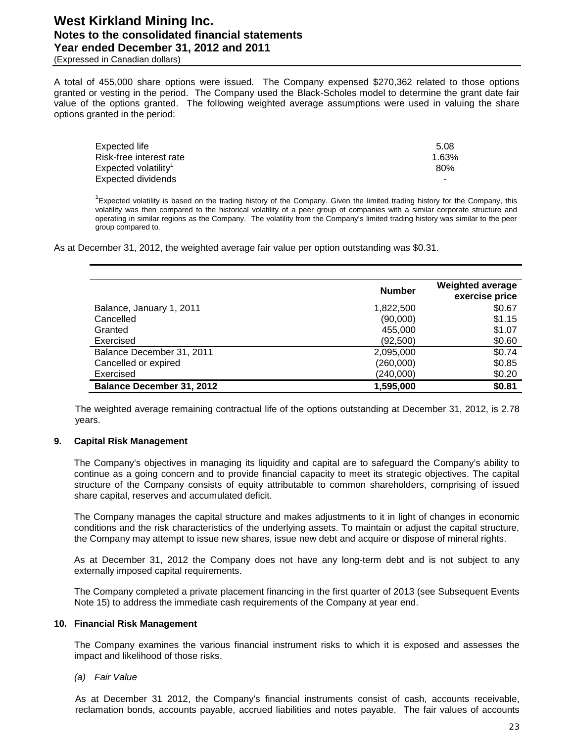A total of 455,000 share options were issued. The Company expensed $270,362 related to those options granted or vesting in the period. The Company used the Black-Scholes model to determine the grant date fair value of the options granted. The following weighted average assumptions were used in valuing the share options granted in the period:

| | |
|---|---|
| Expected life | 5.08 |
| Risk-free interest rate | 1.63% |
| Expected volatility[1] | 80% |
| Expected dividends | - |

[1]Expected volatility is based on the trading history of the Company. Given the limited trading history for the Company, this volatility was then compared to the historical volatility of a peer group of companies with a similar corporate structure and operating in similar regions as the Company. The volatility from the Company's limited trading history was similar to the peer group compared to.

As at December 31, 2012, the weighted average fair value per option outstanding was $0.31.

| | Number | Weighted average exercise price |
|---|---|---|
| Balance, January 1, 2011 | 1,822,500 | $0.67 |
| Cancelled | (90,000) | $1.15 |
| Granted | 455,000 | $1.07 |
| Exercised | (92,500) | $0.60 |
| Balance December 31, 2011 | 2,095,000 | $0.74 |
| Cancelled or expired | (260,000) | $0.85 |
| Exercised | (240,000) | $0.20 |
| **Balance December 31, 2012** | **1,595,000** | **$0.81** |

The weighted average remaining contractual life of the options outstanding at December 31, 2012, is 2.78 years.

## 9. Capital Risk Management

The Company's objectives in managing its liquidity and capital are to safeguard the Company's ability to continue as a going concern and to provide financial capacity to meet its strategic objectives. The capital structure of the Company consists of equity attributable to common shareholders, comprising of issued share capital, reserves and accumulated deficit.

The Company manages the capital structure and makes adjustments to it in light of changes in economic conditions and the risk characteristics of the underlying assets. To maintain or adjust the capital structure, the Company may attempt to issue new shares, issue new debt and acquire or dispose of mineral rights.

As at December 31, 2012 the Company does not have any long-term debt and is not subject to any externally imposed capital requirements.

The Company completed a private placement financing in the first quarter of 2013 (see Subsequent Events Note 15) to address the immediate cash requirements of the Company at year end.

## 10. Financial Risk Management

The Company examines the various financial instrument risks to which it is exposed and assesses the impact and likelihood of those risks.

*(a) Fair Value*

As at December 31 2012, the Company's financial instruments consist of cash, accounts receivable, reclamation bonds, accounts payable, accrued liabilities and notes payable. The fair values of accounts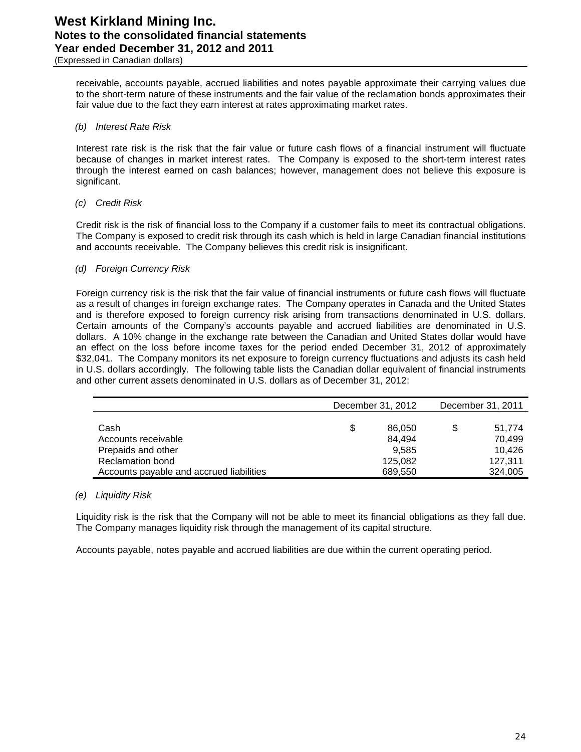receivable, accounts payable, accrued liabilities and notes payable approximate their carrying values due to the short-term nature of these instruments and the fair value of the reclamation bonds approximates their fair value due to the fact they earn interest at rates approximating market rates.

*(b) Interest Rate Risk*

Interest rate risk is the risk that the fair value or future cash flows of a financial instrument will fluctuate because of changes in market interest rates. The Company is exposed to the short-term interest rates through the interest earned on cash balances; however, management does not believe this exposure is significant.

*(c) Credit Risk*

Credit risk is the risk of financial loss to the Company if a customer fails to meet its contractual obligations. The Company is exposed to credit risk through its cash which is held in large Canadian financial institutions and accounts receivable. The Company believes this credit risk is insignificant.

*(d) Foreign Currency Risk*

Foreign currency risk is the risk that the fair value of financial instruments or future cash flows will fluctuate as a result of changes in foreign exchange rates. The Company operates in Canada and the United States and is therefore exposed to foreign currency risk arising from transactions denominated in U.S. dollars. Certain amounts of the Company's accounts payable and accrued liabilities are denominated in U.S. dollars. A 10% change in the exchange rate between the Canadian and United States dollar would have an effect on the loss before income taxes for the period ended December 31, 2012 of approximately $32,041. The Company monitors its net exposure to foreign currency fluctuations and adjusts its cash held in U.S. dollars accordingly. The following table lists the Canadian dollar equivalent of financial instruments and other current assets denominated in U.S. dollars as of December 31, 2012:

| | December 31, 2012 | December 31, 2011 |
|---|---|---|
| Cash | $ 86,050 | $ 51,774 |
| Accounts receivable | 84,494 | 70,499 |
| Prepaids and other | 9,585 | 10,426 |
| Reclamation bond | 125,082 | 127,311 |
| Accounts payable and accrued liabilities | 689,550 | 324,005 |

*(e) Liquidity Risk*

Liquidity risk is the risk that the Company will not be able to meet its financial obligations as they fall due. The Company manages liquidity risk through the management of its capital structure.

Accounts payable, notes payable and accrued liabilities are due within the current operating period.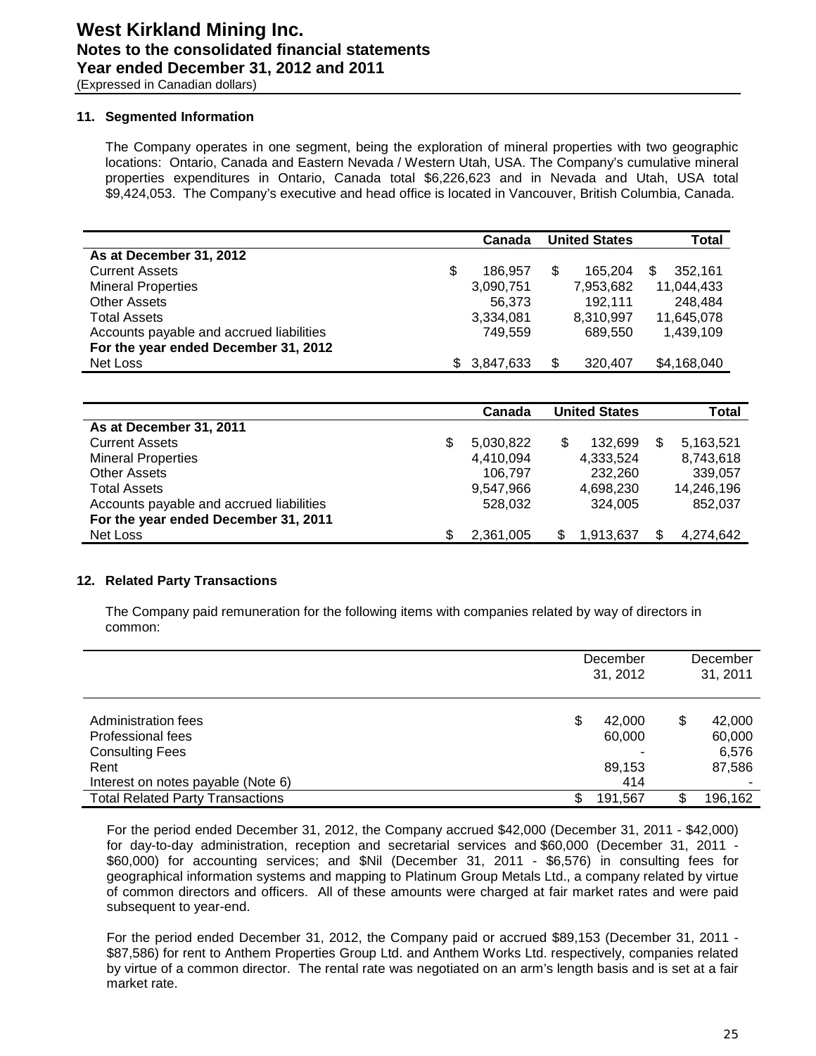West Kirkland Mining Inc.
Notes to the consolidated financial statements
Year ended December 31, 2012 and 2011
(Expressed in Canadian dollars)

### 11. Segmented Information

The Company operates in one segment, being the exploration of mineral properties with two geographic locations: Ontario, Canada and Eastern Nevada / Western Utah, USA. The Company's cumulative mineral properties expenditures in Ontario, Canada total $6,226,623 and in Nevada and Utah, USA total $9,424,053. The Company's executive and head office is located in Vancouver, British Columbia, Canada.

| | Canada | United States | Total |
|---|---|---|---|
| **As at December 31, 2012** | | | |
| Current Assets | $ 186,957 | $ 165,204 | $ 352,161 |
| Mineral Properties | 3,090,751 | 7,953,682 | 11,044,433 |
| Other Assets | 56,373 | 192,111 | 248,484 |
| Total Assets | 3,334,081 | 8,310,997 | 11,645,078 |
| Accounts payable and accrued liabilities | 749,559 | 689,550 | 1,439,109 |
| **For the year ended December 31, 2012** | | | |
| Net Loss | $ 3,847,633 | $ 320,407 | $4,168,040 |

| | Canada | United States | Total |
|---|---|---|---|
| **As at December 31, 2011** | | | |
| Current Assets | $ 5,030,822 | $ 132,699 | $ 5,163,521 |
| Mineral Properties | 4,410,094 | 4,333,524 | 8,743,618 |
| Other Assets | 106,797 | 232,260 | 339,057 |
| Total Assets | 9,547,966 | 4,698,230 | 14,246,196 |
| Accounts payable and accrued liabilities | 528,032 | 324,005 | 852,037 |
| **For the year ended December 31, 2011** | | | |
| Net Loss | $ 2,361,005 | $ 1,913,637 | $ 4,274,642 |

### 12. Related Party Transactions

The Company paid remuneration for the following items with companies related by way of directors in common:

| | December 31, 2012 | December 31, 2011 |
|---|---|---|
| Administration fees | $ 42,000 | $ 42,000 |
| Professional fees | 60,000 | 60,000 |
| Consulting Fees | - | 6,576 |
| Rent | 89,153 | 87,586 |
| Interest on notes payable (Note 6) | 414 | - |
| Total Related Party Transactions | $ 191,567 | $ 196,162 |

For the period ended December 31, 2012, the Company accrued $42,000 (December 31, 2011 - $42,000) for day-to-day administration, reception and secretarial services and $60,000 (December 31, 2011 - $60,000) for accounting services; and $Nil (December 31, 2011 - $6,576) in consulting fees for geographical information systems and mapping to Platinum Group Metals Ltd., a company related by virtue of common directors and officers. All of these amounts were charged at fair market rates and were paid subsequent to year-end.

For the period ended December 31, 2012, the Company paid or accrued $89,153 (December 31, 2011 - $87,586) for rent to Anthem Properties Group Ltd. and Anthem Works Ltd. respectively, companies related by virtue of a common director. The rental rate was negotiated on an arm's length basis and is set at a fair market rate.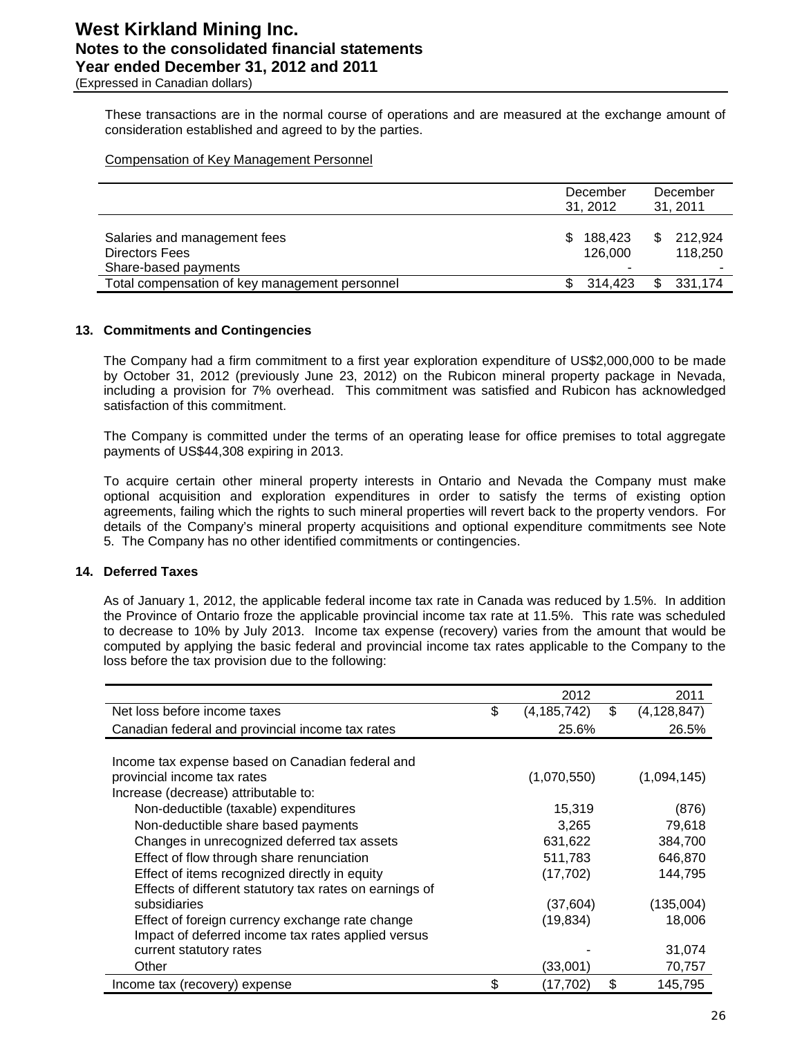These transactions are in the normal course of operations and are measured at the exchange amount of consideration established and agreed to by the parties.

Compensation of Key Management Personnel

| | December 31, 2012 | December 31, 2011 |
|---|---|---|
| Salaries and management fees | $ 188,423 | $ 212,924 |
| Directors Fees | 126,000 | 118,250 |
| Share-based payments | - | - |
| Total compensation of key management personnel | $ 314,423 | $ 331,174 |

## 13. Commitments and Contingencies

The Company had a firm commitment to a first year exploration expenditure of US$2,000,000 to be made by October 31, 2012 (previously June 23, 2012) on the Rubicon mineral property package in Nevada, including a provision for 7% overhead. This commitment was satisfied and Rubicon has acknowledged satisfaction of this commitment.

The Company is committed under the terms of an operating lease for office premises to total aggregate payments of US$44,308 expiring in 2013.

To acquire certain other mineral property interests in Ontario and Nevada the Company must make optional acquisition and exploration expenditures in order to satisfy the terms of existing option agreements, failing which the rights to such mineral properties will revert back to the property vendors. For details of the Company's mineral property acquisitions and optional expenditure commitments see Note 5. The Company has no other identified commitments or contingencies.

## 14. Deferred Taxes

As of January 1, 2012, the applicable federal income tax rate in Canada was reduced by 1.5%. In addition the Province of Ontario froze the applicable provincial income tax rate at 11.5%. This rate was scheduled to decrease to 10% by July 2013. Income tax expense (recovery) varies from the amount that would be computed by applying the basic federal and provincial income tax rates applicable to the Company to the loss before the tax provision due to the following:

| | 2012 | 2011 |
|---|---|---|
| Net loss before income taxes | $ (4,185,742) | $ (4,128,847) |
| Canadian federal and provincial income tax rates | 25.6% | 26.5% |
| Income tax expense based on Canadian federal and provincial income tax rates | (1,070,550) | (1,094,145) |
| Increase (decrease) attributable to: | | |
| Non-deductible (taxable) expenditures | 15,319 | (876) |
| Non-deductible share based payments | 3,265 | 79,618 |
| Changes in unrecognized deferred tax assets | 631,622 | 384,700 |
| Effect of flow through share renunciation | 511,783 | 646,870 |
| Effect of items recognized directly in equity | (17,702) | 144,795 |
| Effects of different statutory tax rates on earnings of subsidiaries | (37,604) | (135,004) |
| Effect of foreign currency exchange rate change | (19,834) | 18,006 |
| Impact of deferred income tax rates applied versus current statutory rates | - | 31,074 |
| Other | (33,001) | 70,757 |
| Income tax (recovery) expense | $ (17,702) | $ 145,795 |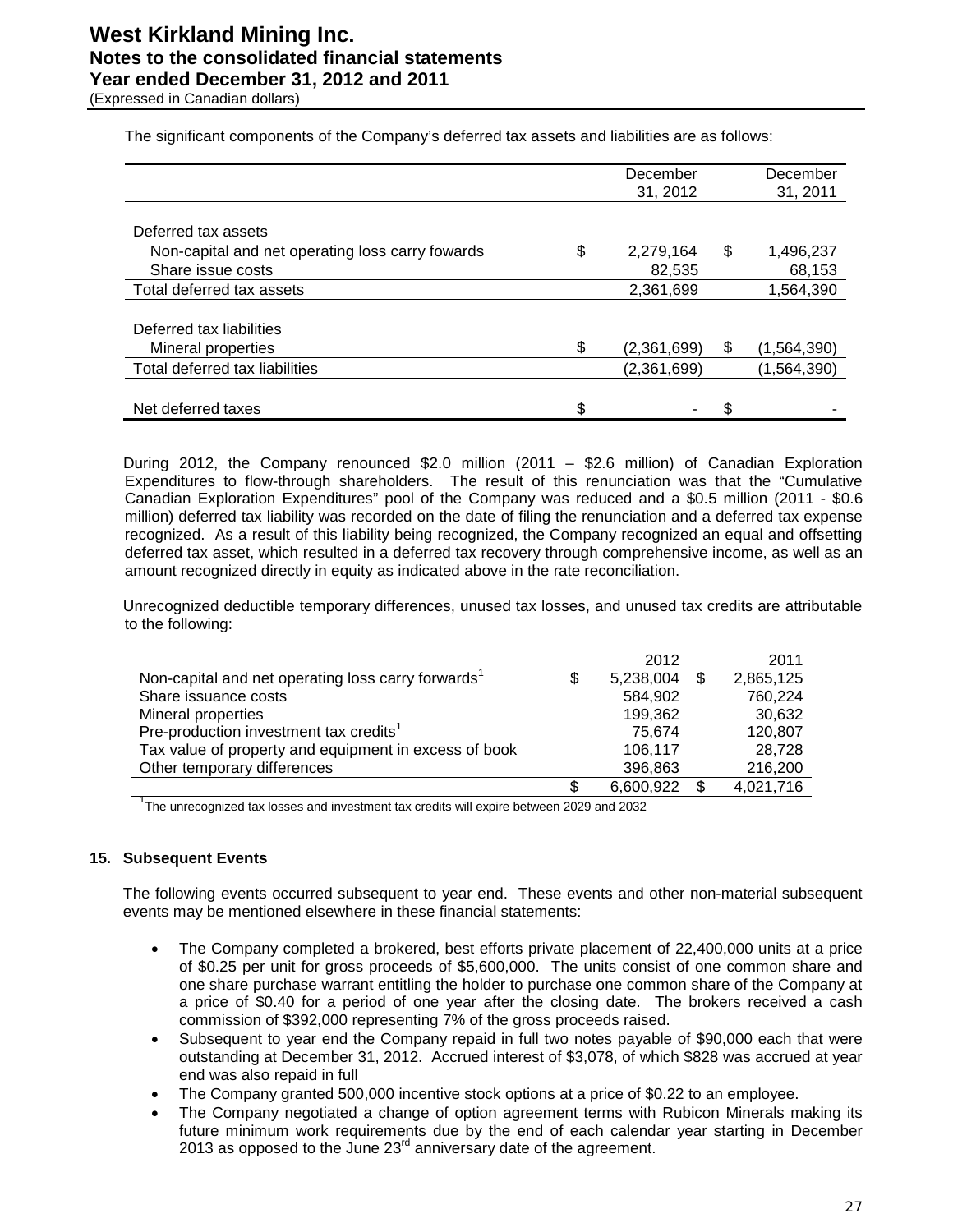The significant components of the Company's deferred tax assets and liabilities are as follows:

| | December 31, 2012 | December 31, 2011 |
|---|---|---|
| Deferred tax assets | | |
| Non-capital and net operating loss carry fowards | $ 2,279,164 | $ 1,496,237 |
| Share issue costs | 82,535 | 68,153 |
| Total deferred tax assets | 2,361,699 | 1,564,390 |
| Deferred tax liabilities | | |
| Mineral properties | $ (2,361,699) | $ (1,564,390) |
| Total deferred tax liabilities | (2,361,699) | (1,564,390) |
| Net deferred taxes | $ - | $ - |

During 2012, the Company renounced $2.0 million (2011 – $2.6 million) of Canadian Exploration Expenditures to flow-through shareholders. The result of this renunciation was that the "Cumulative Canadian Exploration Expenditures" pool of the Company was reduced and a $0.5 million (2011 - $0.6 million) deferred tax liability was recorded on the date of filing the renunciation and a deferred tax expense recognized. As a result of this liability being recognized, the Company recognized an equal and offsetting deferred tax asset, which resulted in a deferred tax recovery through comprehensive income, as well as an amount recognized directly in equity as indicated above in the rate reconciliation.

Unrecognized deductible temporary differences, unused tax losses, and unused tax credits are attributable to the following:

| | 2012 | 2011 |
|---|---|---|
| Non-capital and net operating loss carry forwards[1] | $ 5,238,004 | $ 2,865,125 |
| Share issuance costs | 584,902 | 760,224 |
| Mineral properties | 199,362 | 30,632 |
| Pre-production investment tax credits[1] | 75,674 | 120,807 |
| Tax value of property and equipment in excess of book | 106,117 | 28,728 |
| Other temporary differences | 396,863 | 216,200 |
| | $ 6,600,922 | $ 4,021,716 |

[1]The unrecognized tax losses and investment tax credits will expire between 2029 and 2032

## 15. Subsequent Events

The following events occurred subsequent to year end. These events and other non-material subsequent events may be mentioned elsewhere in these financial statements:

- The Company completed a brokered, best efforts private placement of 22,400,000 units at a price of $0.25 per unit for gross proceeds of $5,600,000. The units consist of one common share and one share purchase warrant entitling the holder to purchase one common share of the Company at a price of $0.40 for a period of one year after the closing date. The brokers received a cash commission of $392,000 representing 7% of the gross proceeds raised.
- Subsequent to year end the Company repaid in full two notes payable of $90,000 each that were outstanding at December 31, 2012. Accrued interest of $3,078, of which $828 was accrued at year end was also repaid in full
- The Company granted 500,000 incentive stock options at a price of $0.22 to an employee.
- The Company negotiated a change of option agreement terms with Rubicon Minerals making its future minimum work requirements due by the end of each calendar year starting in December 2013 as opposed to the June 23rd anniversary date of the agreement.